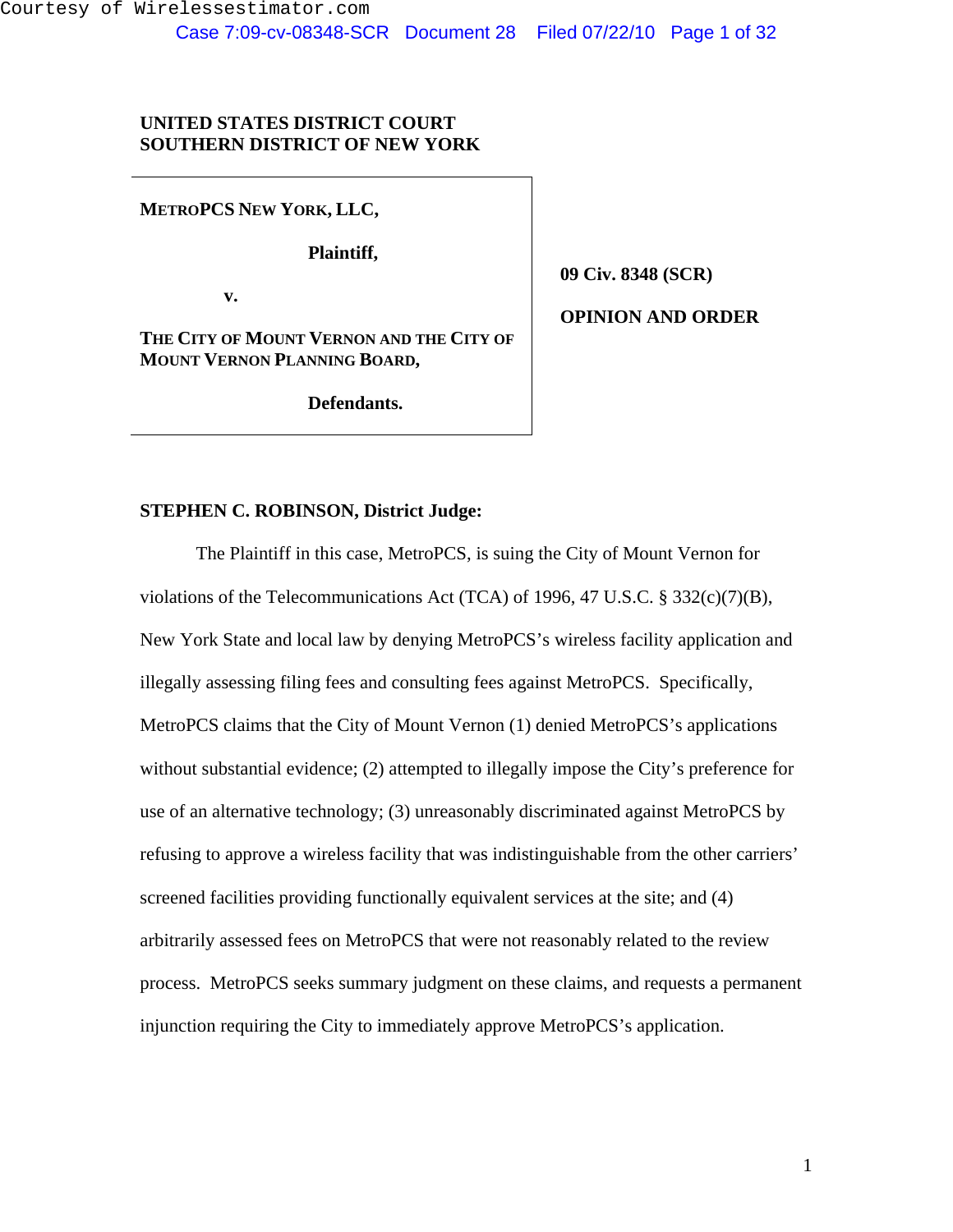**UNITED STATES DISTRICT COURT**
**SOUTHERN DISTRICT OF NEW YORK**

**METROPCS NEW YORK, LLC,**

**Plaintiff,**

**v.**

**THE CITY OF MOUNT VERNON AND THE CITY OF MOUNT VERNON PLANNING BOARD,**

**Defendants.**

**09 Civ. 8348 (SCR)**

**OPINION AND ORDER**

**STEPHEN C. ROBINSON, District Judge:**

The Plaintiff in this case, MetroPCS, is suing the City of Mount Vernon for violations of the Telecommunications Act (TCA) of 1996, 47 U.S.C. § 332(c)(7)(B), New York State and local law by denying MetroPCS's wireless facility application and illegally assessing filing fees and consulting fees against MetroPCS. Specifically, MetroPCS claims that the City of Mount Vernon (1) denied MetroPCS's applications without substantial evidence; (2) attempted to illegally impose the City's preference for use of an alternative technology; (3) unreasonably discriminated against MetroPCS by refusing to approve a wireless facility that was indistinguishable from the other carriers' screened facilities providing functionally equivalent services at the site; and (4) arbitrarily assessed fees on MetroPCS that were not reasonably related to the review process. MetroPCS seeks summary judgment on these claims, and requests a permanent injunction requiring the City to immediately approve MetroPCS's application.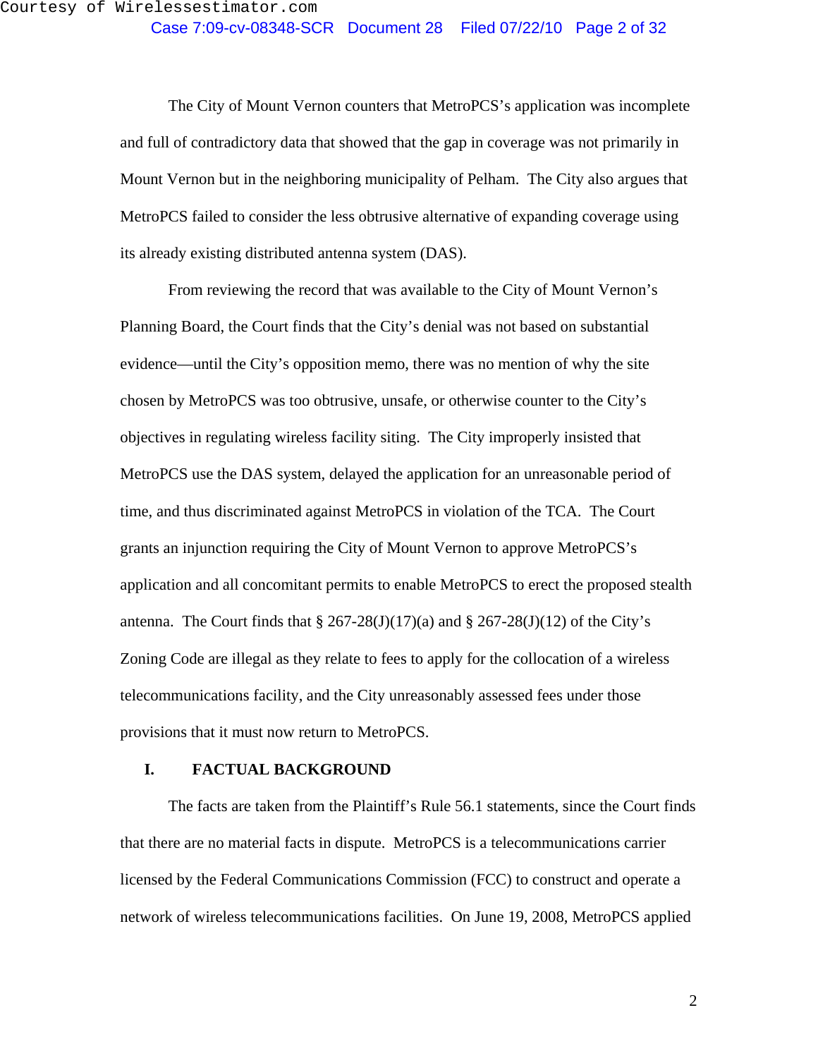The City of Mount Vernon counters that MetroPCS's application was incomplete and full of contradictory data that showed that the gap in coverage was not primarily in Mount Vernon but in the neighboring municipality of Pelham. The City also argues that MetroPCS failed to consider the less obtrusive alternative of expanding coverage using its already existing distributed antenna system (DAS).

From reviewing the record that was available to the City of Mount Vernon's Planning Board, the Court finds that the City's denial was not based on substantial evidence—until the City's opposition memo, there was no mention of why the site chosen by MetroPCS was too obtrusive, unsafe, or otherwise counter to the City's objectives in regulating wireless facility siting. The City improperly insisted that MetroPCS use the DAS system, delayed the application for an unreasonable period of time, and thus discriminated against MetroPCS in violation of the TCA. The Court grants an injunction requiring the City of Mount Vernon to approve MetroPCS's application and all concomitant permits to enable MetroPCS to erect the proposed stealth antenna. The Court finds that § 267-28(J)(17)(a) and § 267-28(J)(12) of the City's Zoning Code are illegal as they relate to fees to apply for the collocation of a wireless telecommunications facility, and the City unreasonably assessed fees under those provisions that it must now return to MetroPCS.

## I. FACTUAL BACKGROUND

The facts are taken from the Plaintiff's Rule 56.1 statements, since the Court finds that there are no material facts in dispute. MetroPCS is a telecommunications carrier licensed by the Federal Communications Commission (FCC) to construct and operate a network of wireless telecommunications facilities. On June 19, 2008, MetroPCS applied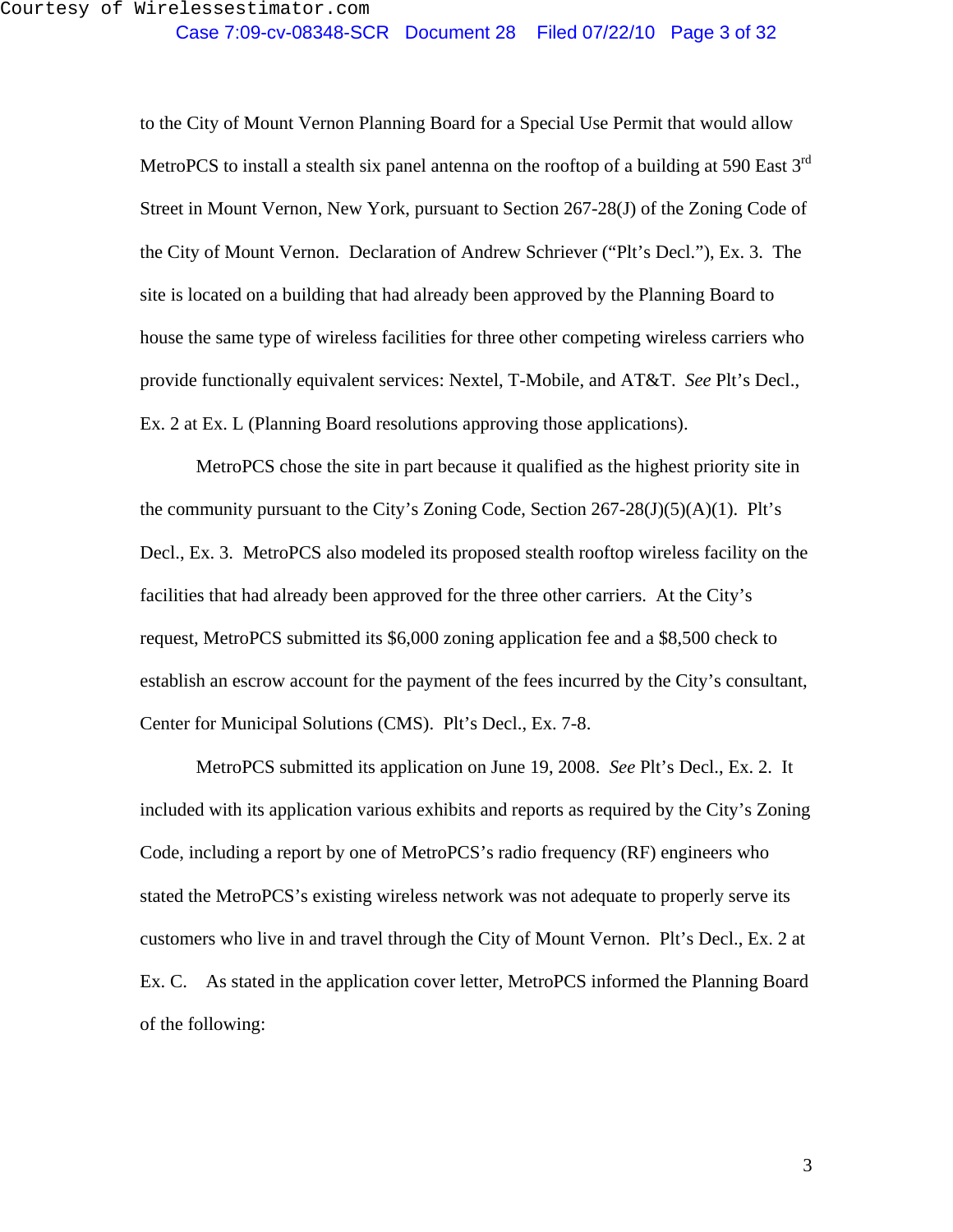to the City of Mount Vernon Planning Board for a Special Use Permit that would allow MetroPCS to install a stealth six panel antenna on the rooftop of a building at 590 East 3rd Street in Mount Vernon, New York, pursuant to Section 267-28(J) of the Zoning Code of the City of Mount Vernon. Declaration of Andrew Schriever ("Plt's Decl."), Ex. 3. The site is located on a building that had already been approved by the Planning Board to house the same type of wireless facilities for three other competing wireless carriers who provide functionally equivalent services: Nextel, T-Mobile, and AT&T. *See* Plt's Decl., Ex. 2 at Ex. L (Planning Board resolutions approving those applications).

MetroPCS chose the site in part because it qualified as the highest priority site in the community pursuant to the City's Zoning Code, Section 267-28(J)(5)(A)(1). Plt's Decl., Ex. 3. MetroPCS also modeled its proposed stealth rooftop wireless facility on the facilities that had already been approved for the three other carriers. At the City's request, MetroPCS submitted its $6,000 zoning application fee and a $8,500 check to establish an escrow account for the payment of the fees incurred by the City's consultant, Center for Municipal Solutions (CMS). Plt's Decl., Ex. 7-8.

MetroPCS submitted its application on June 19, 2008. *See* Plt's Decl., Ex. 2. It included with its application various exhibits and reports as required by the City's Zoning Code, including a report by one of MetroPCS's radio frequency (RF) engineers who stated the MetroPCS's existing wireless network was not adequate to properly serve its customers who live in and travel through the City of Mount Vernon. Plt's Decl., Ex. 2 at Ex. C. As stated in the application cover letter, MetroPCS informed the Planning Board of the following: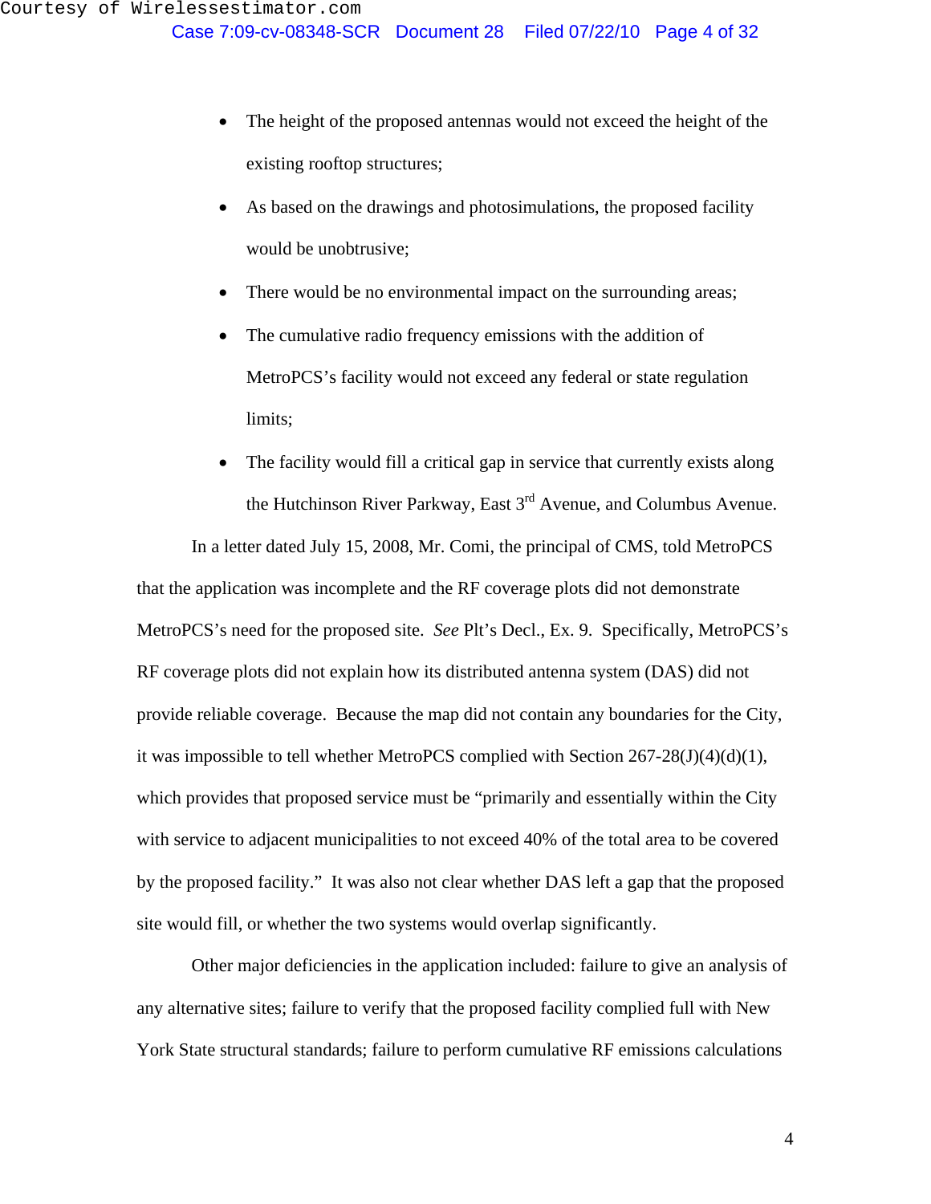- The height of the proposed antennas would not exceed the height of the existing rooftop structures;
- As based on the drawings and photosimulations, the proposed facility would be unobtrusive;
- There would be no environmental impact on the surrounding areas;
- The cumulative radio frequency emissions with the addition of MetroPCS's facility would not exceed any federal or state regulation limits;
- The facility would fill a critical gap in service that currently exists along the Hutchinson River Parkway, East 3rd Avenue, and Columbus Avenue.

In a letter dated July 15, 2008, Mr. Comi, the principal of CMS, told MetroPCS that the application was incomplete and the RF coverage plots did not demonstrate MetroPCS's need for the proposed site. *See* Plt's Decl., Ex. 9. Specifically, MetroPCS's RF coverage plots did not explain how its distributed antenna system (DAS) did not provide reliable coverage. Because the map did not contain any boundaries for the City, it was impossible to tell whether MetroPCS complied with Section 267-28(J)(4)(d)(1), which provides that proposed service must be "primarily and essentially within the City with service to adjacent municipalities to not exceed 40% of the total area to be covered by the proposed facility." It was also not clear whether DAS left a gap that the proposed site would fill, or whether the two systems would overlap significantly.

Other major deficiencies in the application included: failure to give an analysis of any alternative sites; failure to verify that the proposed facility complied full with New York State structural standards; failure to perform cumulative RF emissions calculations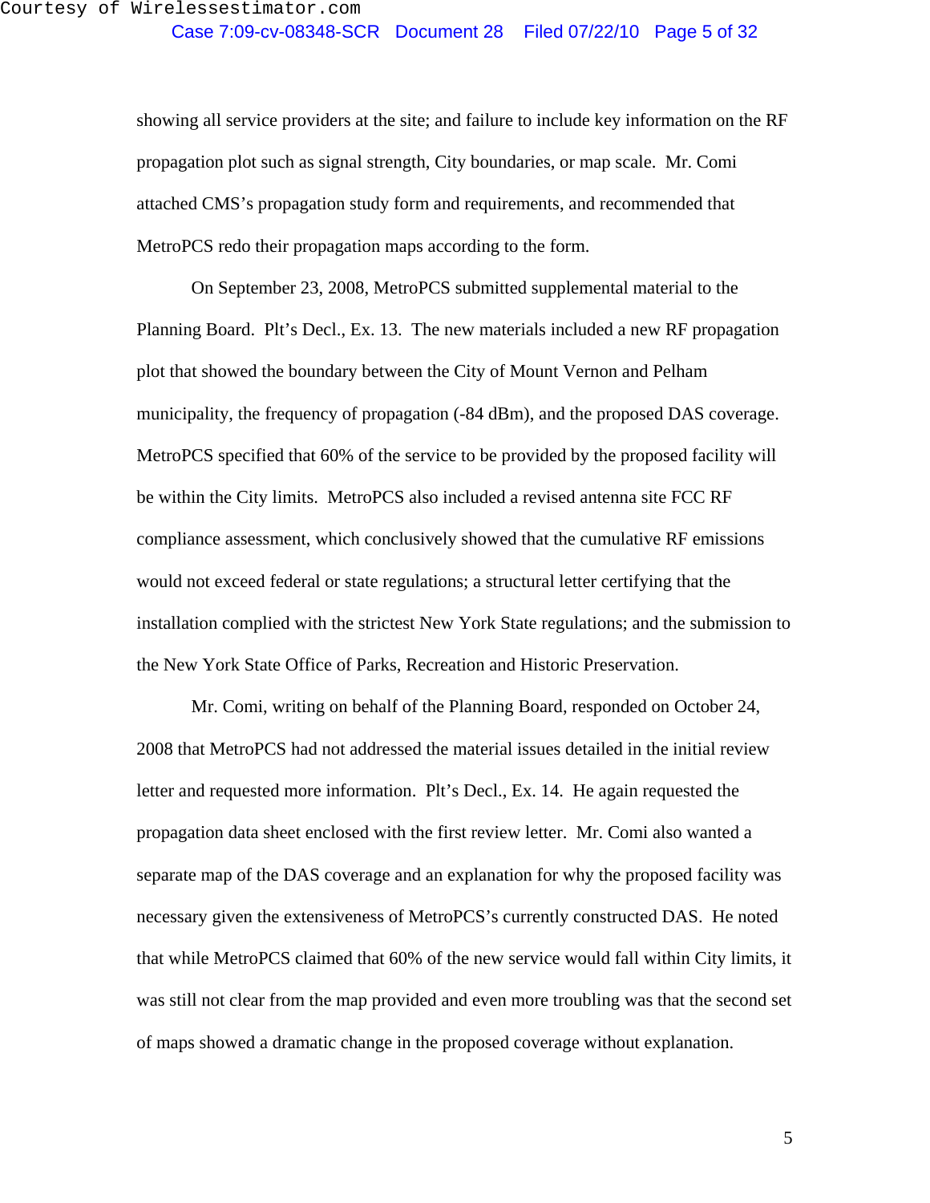showing all service providers at the site; and failure to include key information on the RF propagation plot such as signal strength, City boundaries, or map scale. Mr. Comi attached CMS's propagation study form and requirements, and recommended that MetroPCS redo their propagation maps according to the form.

On September 23, 2008, MetroPCS submitted supplemental material to the Planning Board. Plt's Decl., Ex. 13. The new materials included a new RF propagation plot that showed the boundary between the City of Mount Vernon and Pelham municipality, the frequency of propagation (-84 dBm), and the proposed DAS coverage. MetroPCS specified that 60% of the service to be provided by the proposed facility will be within the City limits. MetroPCS also included a revised antenna site FCC RF compliance assessment, which conclusively showed that the cumulative RF emissions would not exceed federal or state regulations; a structural letter certifying that the installation complied with the strictest New York State regulations; and the submission to the New York State Office of Parks, Recreation and Historic Preservation.

Mr. Comi, writing on behalf of the Planning Board, responded on October 24, 2008 that MetroPCS had not addressed the material issues detailed in the initial review letter and requested more information. Plt's Decl., Ex. 14. He again requested the propagation data sheet enclosed with the first review letter. Mr. Comi also wanted a separate map of the DAS coverage and an explanation for why the proposed facility was necessary given the extensiveness of MetroPCS's currently constructed DAS. He noted that while MetroPCS claimed that 60% of the new service would fall within City limits, it was still not clear from the map provided and even more troubling was that the second set of maps showed a dramatic change in the proposed coverage without explanation.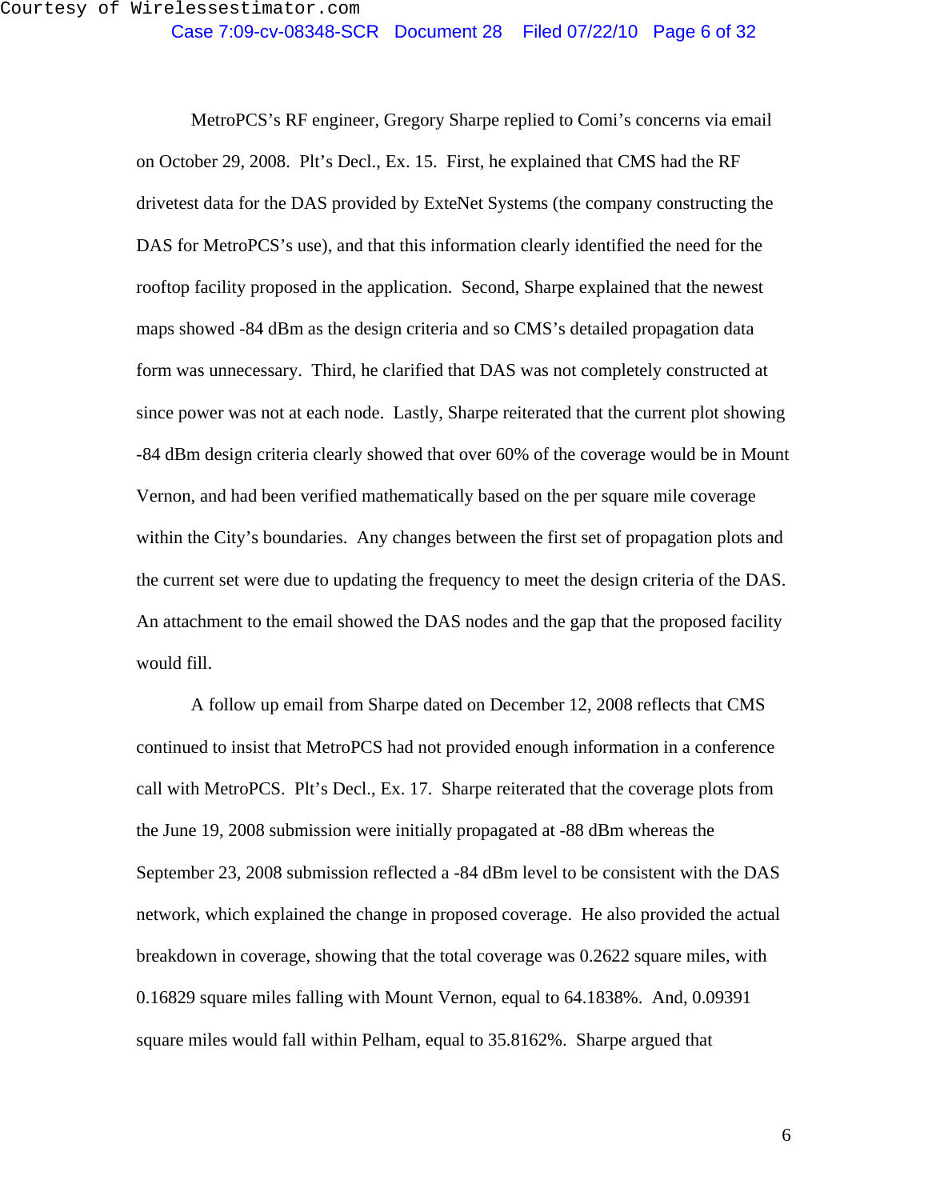MetroPCS's RF engineer, Gregory Sharpe replied to Comi's concerns via email on October 29, 2008. Plt's Decl., Ex. 15. First, he explained that CMS had the RF drivetest data for the DAS provided by ExteNet Systems (the company constructing the DAS for MetroPCS's use), and that this information clearly identified the need for the rooftop facility proposed in the application. Second, Sharpe explained that the newest maps showed -84 dBm as the design criteria and so CMS's detailed propagation data form was unnecessary. Third, he clarified that DAS was not completely constructed at since power was not at each node. Lastly, Sharpe reiterated that the current plot showing -84 dBm design criteria clearly showed that over 60% of the coverage would be in Mount Vernon, and had been verified mathematically based on the per square mile coverage within the City's boundaries. Any changes between the first set of propagation plots and the current set were due to updating the frequency to meet the design criteria of the DAS. An attachment to the email showed the DAS nodes and the gap that the proposed facility would fill.

A follow up email from Sharpe dated on December 12, 2008 reflects that CMS continued to insist that MetroPCS had not provided enough information in a conference call with MetroPCS. Plt's Decl., Ex. 17. Sharpe reiterated that the coverage plots from the June 19, 2008 submission were initially propagated at -88 dBm whereas the September 23, 2008 submission reflected a -84 dBm level to be consistent with the DAS network, which explained the change in proposed coverage. He also provided the actual breakdown in coverage, showing that the total coverage was 0.2622 square miles, with 0.16829 square miles falling with Mount Vernon, equal to 64.1838%. And, 0.09391 square miles would fall within Pelham, equal to 35.8162%. Sharpe argued that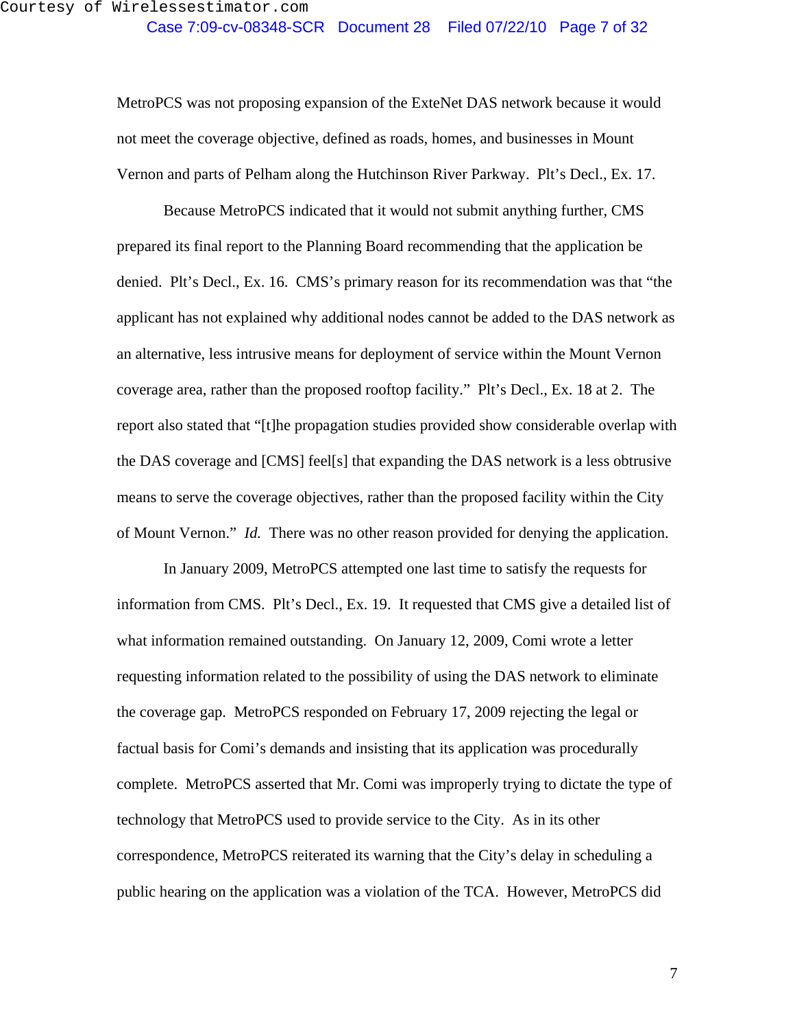MetroPCS was not proposing expansion of the ExteNet DAS network because it would not meet the coverage objective, defined as roads, homes, and businesses in Mount Vernon and parts of Pelham along the Hutchinson River Parkway. Plt's Decl., Ex. 17.

Because MetroPCS indicated that it would not submit anything further, CMS prepared its final report to the Planning Board recommending that the application be denied. Plt's Decl., Ex. 16. CMS's primary reason for its recommendation was that "the applicant has not explained why additional nodes cannot be added to the DAS network as an alternative, less intrusive means for deployment of service within the Mount Vernon coverage area, rather than the proposed rooftop facility." Plt's Decl., Ex. 18 at 2. The report also stated that "[t]he propagation studies provided show considerable overlap with the DAS coverage and [CMS] feel[s] that expanding the DAS network is a less obtrusive means to serve the coverage objectives, rather than the proposed facility within the City of Mount Vernon." *Id.* There was no other reason provided for denying the application.

In January 2009, MetroPCS attempted one last time to satisfy the requests for information from CMS. Plt's Decl., Ex. 19. It requested that CMS give a detailed list of what information remained outstanding. On January 12, 2009, Comi wrote a letter requesting information related to the possibility of using the DAS network to eliminate the coverage gap. MetroPCS responded on February 17, 2009 rejecting the legal or factual basis for Comi's demands and insisting that its application was procedurally complete. MetroPCS asserted that Mr. Comi was improperly trying to dictate the type of technology that MetroPCS used to provide service to the City. As in its other correspondence, MetroPCS reiterated its warning that the City's delay in scheduling a public hearing on the application was a violation of the TCA. However, MetroPCS did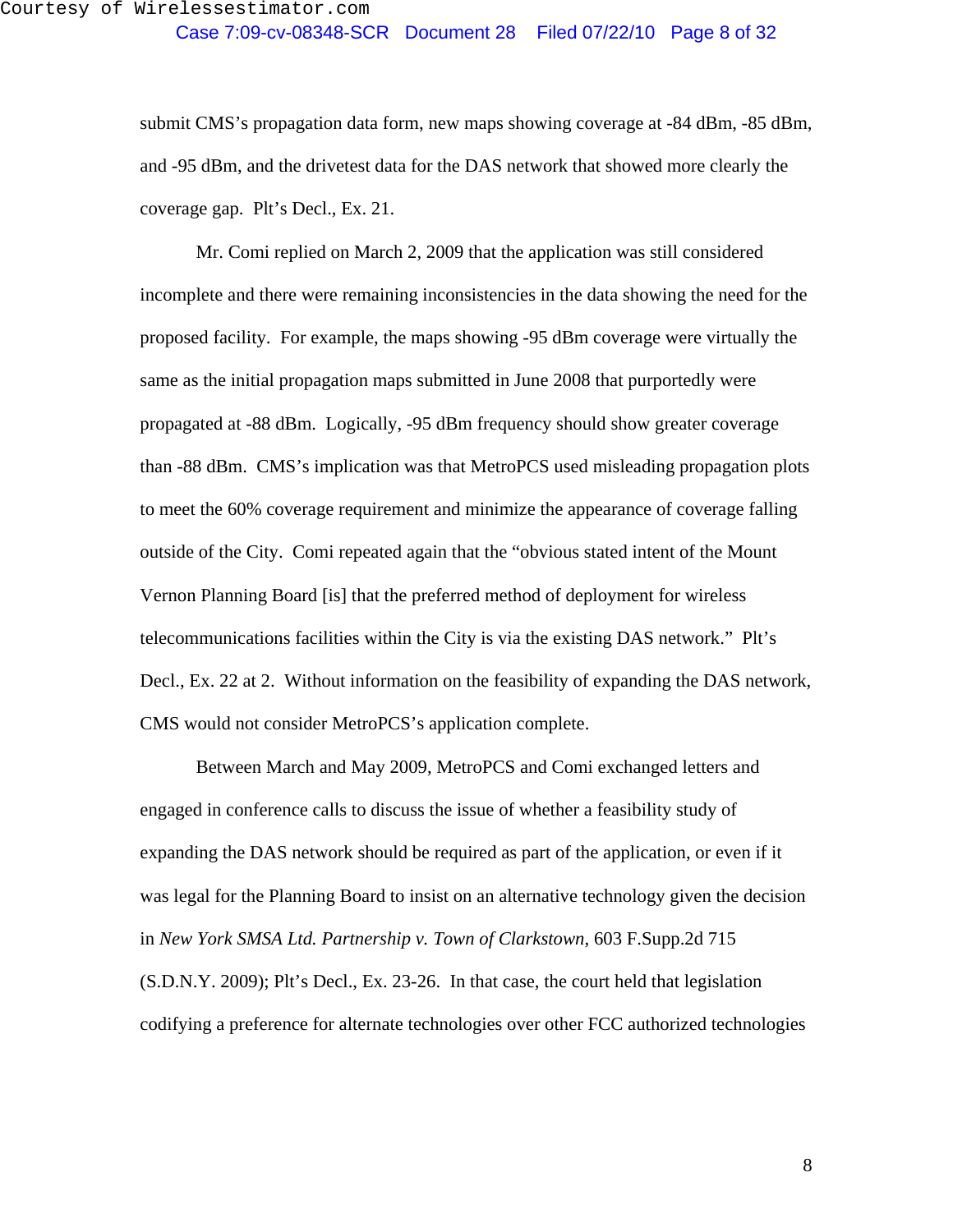submit CMS's propagation data form, new maps showing coverage at -84 dBm, -85 dBm, and -95 dBm, and the drivetest data for the DAS network that showed more clearly the coverage gap. Plt's Decl., Ex. 21.

Mr. Comi replied on March 2, 2009 that the application was still considered incomplete and there were remaining inconsistencies in the data showing the need for the proposed facility. For example, the maps showing -95 dBm coverage were virtually the same as the initial propagation maps submitted in June 2008 that purportedly were propagated at -88 dBm. Logically, -95 dBm frequency should show greater coverage than -88 dBm. CMS's implication was that MetroPCS used misleading propagation plots to meet the 60% coverage requirement and minimize the appearance of coverage falling outside of the City. Comi repeated again that the "obvious stated intent of the Mount Vernon Planning Board [is] that the preferred method of deployment for wireless telecommunications facilities within the City is via the existing DAS network." Plt's Decl., Ex. 22 at 2. Without information on the feasibility of expanding the DAS network, CMS would not consider MetroPCS's application complete.

Between March and May 2009, MetroPCS and Comi exchanged letters and engaged in conference calls to discuss the issue of whether a feasibility study of expanding the DAS network should be required as part of the application, or even if it was legal for the Planning Board to insist on an alternative technology given the decision in *New York SMSA Ltd. Partnership v. Town of Clarkstown*, 603 F.Supp.2d 715 (S.D.N.Y. 2009); Plt's Decl., Ex. 23-26. In that case, the court held that legislation codifying a preference for alternate technologies over other FCC authorized technologies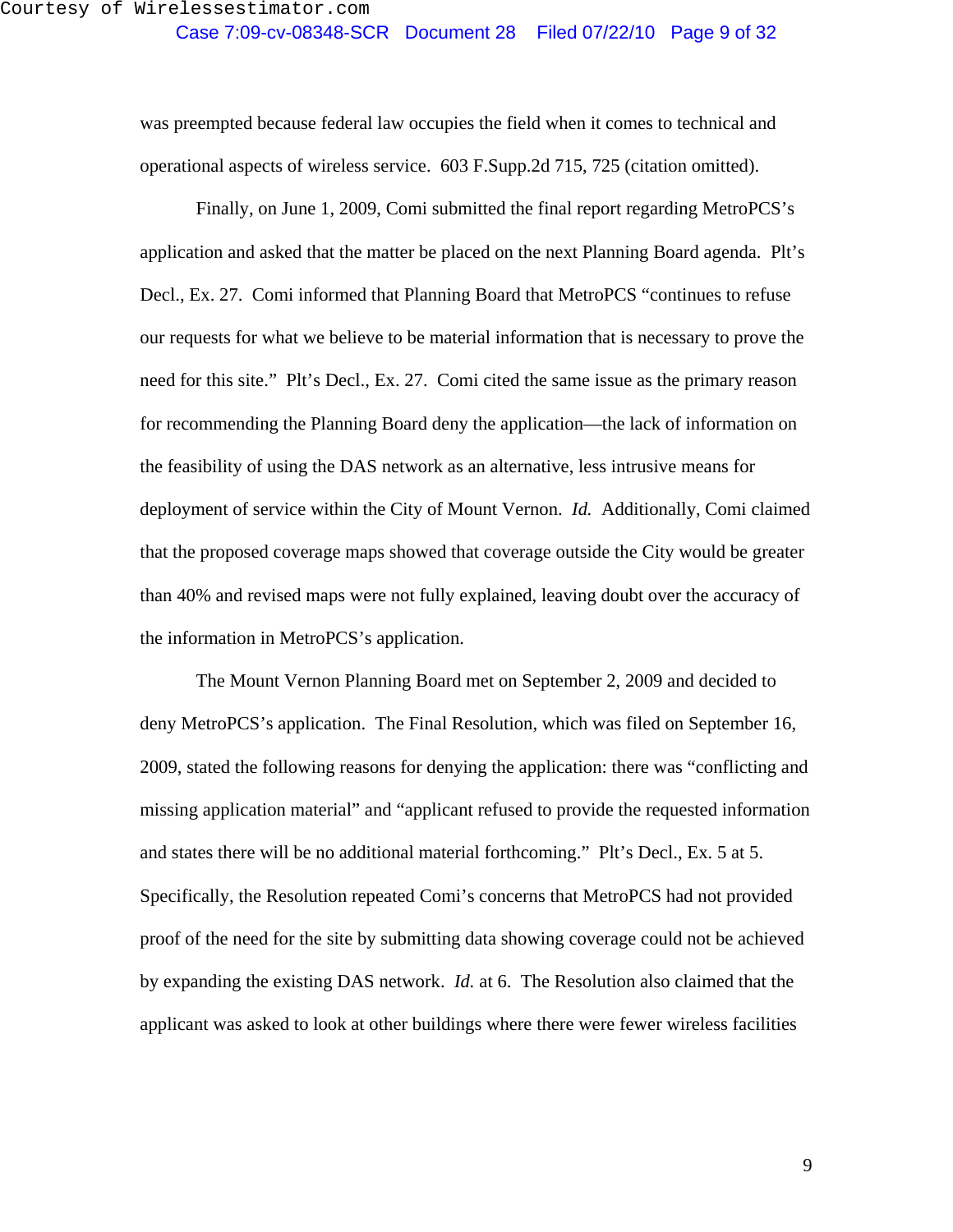was preempted because federal law occupies the field when it comes to technical and operational aspects of wireless service. 603 F.Supp.2d 715, 725 (citation omitted).

Finally, on June 1, 2009, Comi submitted the final report regarding MetroPCS's application and asked that the matter be placed on the next Planning Board agenda. Plt's Decl., Ex. 27. Comi informed that Planning Board that MetroPCS "continues to refuse our requests for what we believe to be material information that is necessary to prove the need for this site." Plt's Decl., Ex. 27. Comi cited the same issue as the primary reason for recommending the Planning Board deny the application—the lack of information on the feasibility of using the DAS network as an alternative, less intrusive means for deployment of service within the City of Mount Vernon. *Id.* Additionally, Comi claimed that the proposed coverage maps showed that coverage outside the City would be greater than 40% and revised maps were not fully explained, leaving doubt over the accuracy of the information in MetroPCS's application.

The Mount Vernon Planning Board met on September 2, 2009 and decided to deny MetroPCS's application. The Final Resolution, which was filed on September 16, 2009, stated the following reasons for denying the application: there was "conflicting and missing application material" and "applicant refused to provide the requested information and states there will be no additional material forthcoming." Plt's Decl., Ex. 5 at 5. Specifically, the Resolution repeated Comi's concerns that MetroPCS had not provided proof of the need for the site by submitting data showing coverage could not be achieved by expanding the existing DAS network. *Id.* at 6. The Resolution also claimed that the applicant was asked to look at other buildings where there were fewer wireless facilities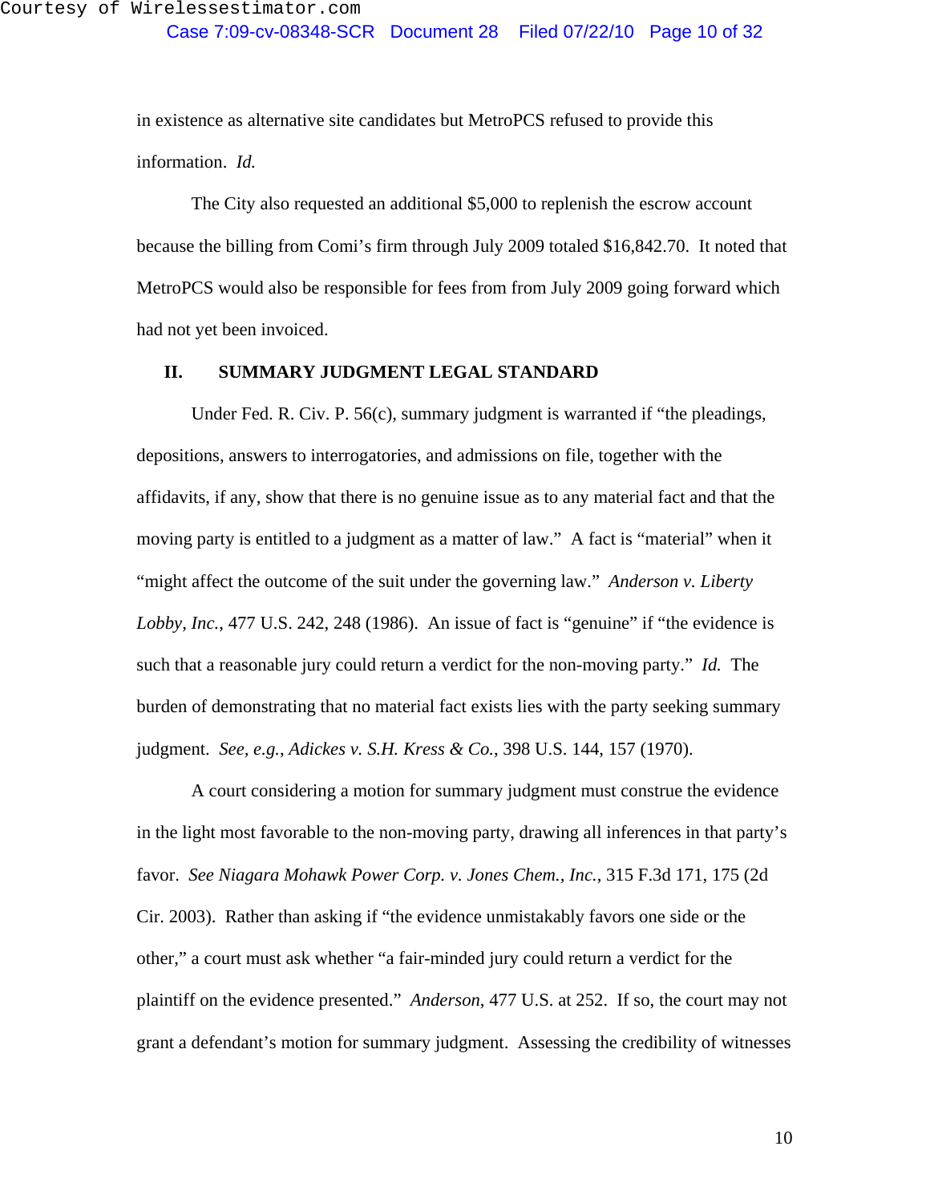in existence as alternative site candidates but MetroPCS refused to provide this information. *Id.*

The City also requested an additional $5,000 to replenish the escrow account because the billing from Comi's firm through July 2009 totaled $16,842.70. It noted that MetroPCS would also be responsible for fees from from July 2009 going forward which had not yet been invoiced.

## II. SUMMARY JUDGMENT LEGAL STANDARD

Under Fed. R. Civ. P. 56(c), summary judgment is warranted if "the pleadings, depositions, answers to interrogatories, and admissions on file, together with the affidavits, if any, show that there is no genuine issue as to any material fact and that the moving party is entitled to a judgment as a matter of law." A fact is "material" when it "might affect the outcome of the suit under the governing law." *Anderson v. Liberty Lobby, Inc.*, 477 U.S. 242, 248 (1986). An issue of fact is "genuine" if "the evidence is such that a reasonable jury could return a verdict for the non-moving party." *Id.* The burden of demonstrating that no material fact exists lies with the party seeking summary judgment. *See, e.g.*, *Adickes v. S.H. Kress & Co.*, 398 U.S. 144, 157 (1970).

A court considering a motion for summary judgment must construe the evidence in the light most favorable to the non-moving party, drawing all inferences in that party's favor. *See Niagara Mohawk Power Corp. v. Jones Chem., Inc.*, 315 F.3d 171, 175 (2d Cir. 2003). Rather than asking if "the evidence unmistakably favors one side or the other," a court must ask whether "a fair-minded jury could return a verdict for the plaintiff on the evidence presented." *Anderson*, 477 U.S. at 252. If so, the court may not grant a defendant's motion for summary judgment. Assessing the credibility of witnesses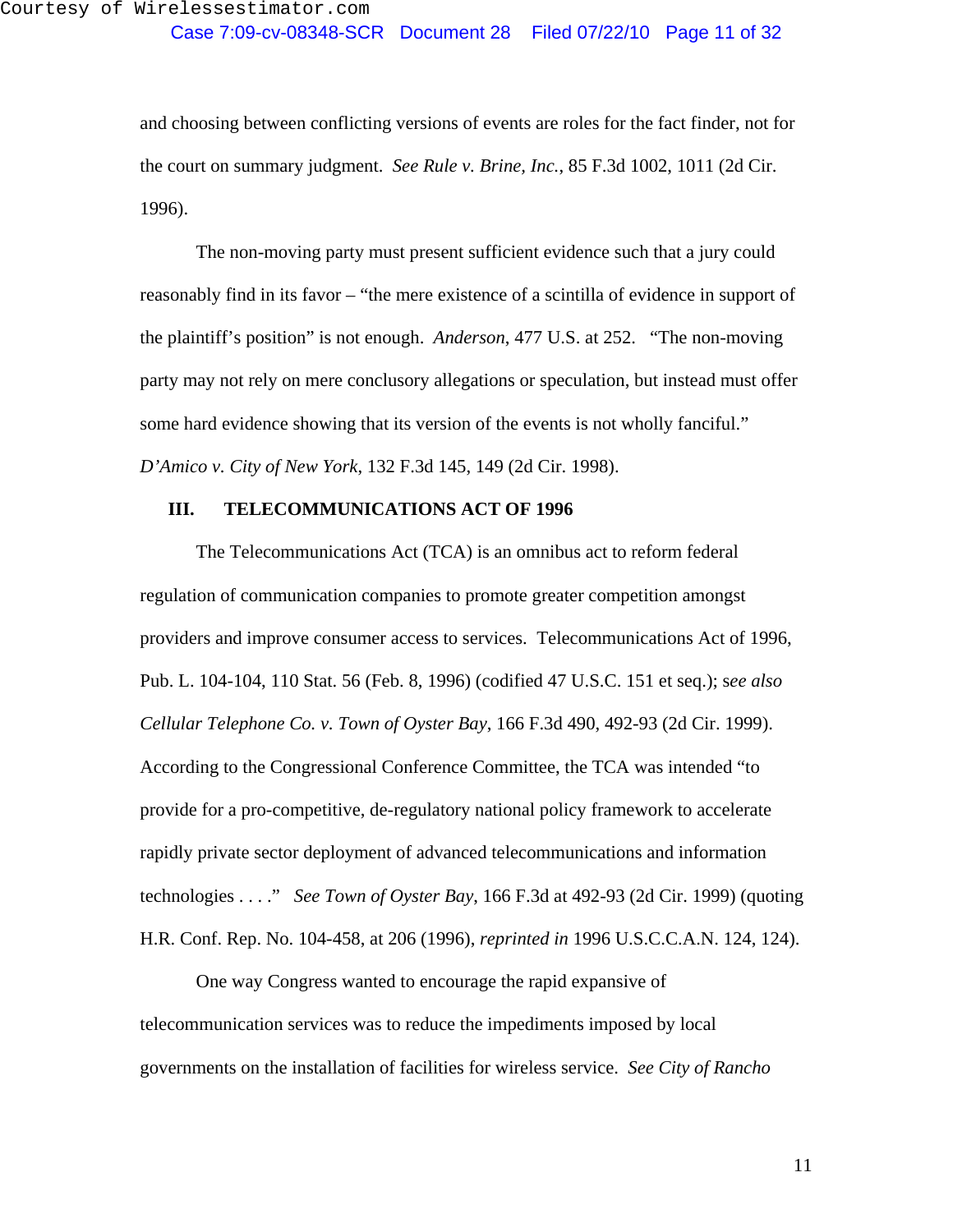and choosing between conflicting versions of events are roles for the fact finder, not for the court on summary judgment. *See Rule v. Brine, Inc.*, 85 F.3d 1002, 1011 (2d Cir. 1996).

The non-moving party must present sufficient evidence such that a jury could reasonably find in its favor – "the mere existence of a scintilla of evidence in support of the plaintiff's position" is not enough. *Anderson*, 477 U.S. at 252. "The non-moving party may not rely on mere conclusory allegations or speculation, but instead must offer some hard evidence showing that its version of the events is not wholly fanciful." *D'Amico v. City of New York*, 132 F.3d 145, 149 (2d Cir. 1998).

## III. TELECOMMUNICATIONS ACT OF 1996

The Telecommunications Act (TCA) is an omnibus act to reform federal regulation of communication companies to promote greater competition amongst providers and improve consumer access to services. Telecommunications Act of 1996, Pub. L. 104-104, 110 Stat. 56 (Feb. 8, 1996) (codified 47 U.S.C. 151 et seq.); *see also Cellular Telephone Co. v. Town of Oyster Bay*, 166 F.3d 490, 492-93 (2d Cir. 1999). According to the Congressional Conference Committee, the TCA was intended "to provide for a pro-competitive, de-regulatory national policy framework to accelerate rapidly private sector deployment of advanced telecommunications and information technologies . . . ." *See Town of Oyster Bay*, 166 F.3d at 492-93 (2d Cir. 1999) (quoting H.R. Conf. Rep. No. 104-458, at 206 (1996), *reprinted in* 1996 U.S.C.C.A.N. 124, 124).

One way Congress wanted to encourage the rapid expansive of telecommunication services was to reduce the impediments imposed by local governments on the installation of facilities for wireless service. *See City of Rancho*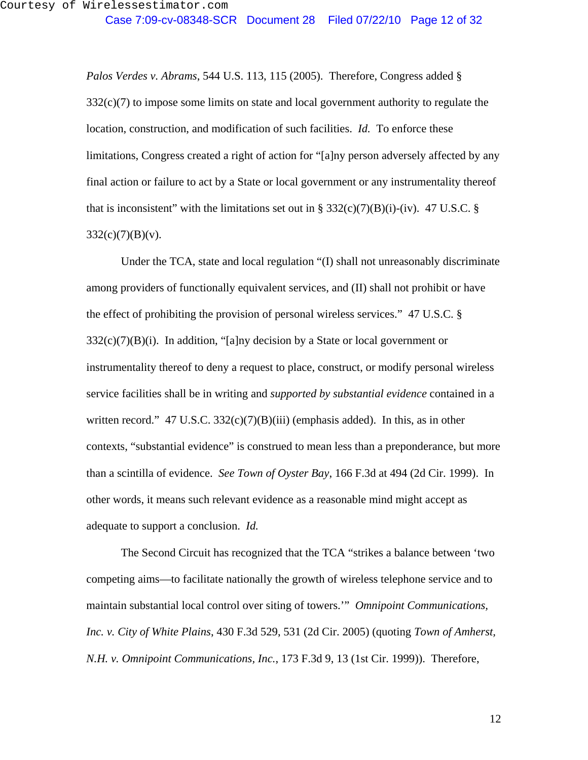*Palos Verdes v. Abrams*, 544 U.S. 113, 115 (2005). Therefore, Congress added § 332(c)(7) to impose some limits on state and local government authority to regulate the location, construction, and modification of such facilities. *Id.* To enforce these limitations, Congress created a right of action for "[a]ny person adversely affected by any final action or failure to act by a State or local government or any instrumentality thereof that is inconsistent" with the limitations set out in § 332(c)(7)(B)(i)-(iv). 47 U.S.C. § 332(c)(7)(B)(v).

Under the TCA, state and local regulation "(I) shall not unreasonably discriminate among providers of functionally equivalent services, and (II) shall not prohibit or have the effect of prohibiting the provision of personal wireless services." 47 U.S.C. § 332(c)(7)(B)(i). In addition, "[a]ny decision by a State or local government or instrumentality thereof to deny a request to place, construct, or modify personal wireless service facilities shall be in writing and *supported by substantial evidence* contained in a written record." 47 U.S.C. 332(c)(7)(B)(iii) (emphasis added). In this, as in other contexts, "substantial evidence" is construed to mean less than a preponderance, but more than a scintilla of evidence. *See Town of Oyster Bay*, 166 F.3d at 494 (2d Cir. 1999). In other words, it means such relevant evidence as a reasonable mind might accept as adequate to support a conclusion. *Id.*

The Second Circuit has recognized that the TCA "strikes a balance between 'two competing aims—to facilitate nationally the growth of wireless telephone service and to maintain substantial local control over siting of towers.'" *Omnipoint Communications, Inc. v. City of White Plains*, 430 F.3d 529, 531 (2d Cir. 2005) (quoting *Town of Amherst, N.H. v. Omnipoint Communications, Inc.*, 173 F.3d 9, 13 (1st Cir. 1999)). Therefore,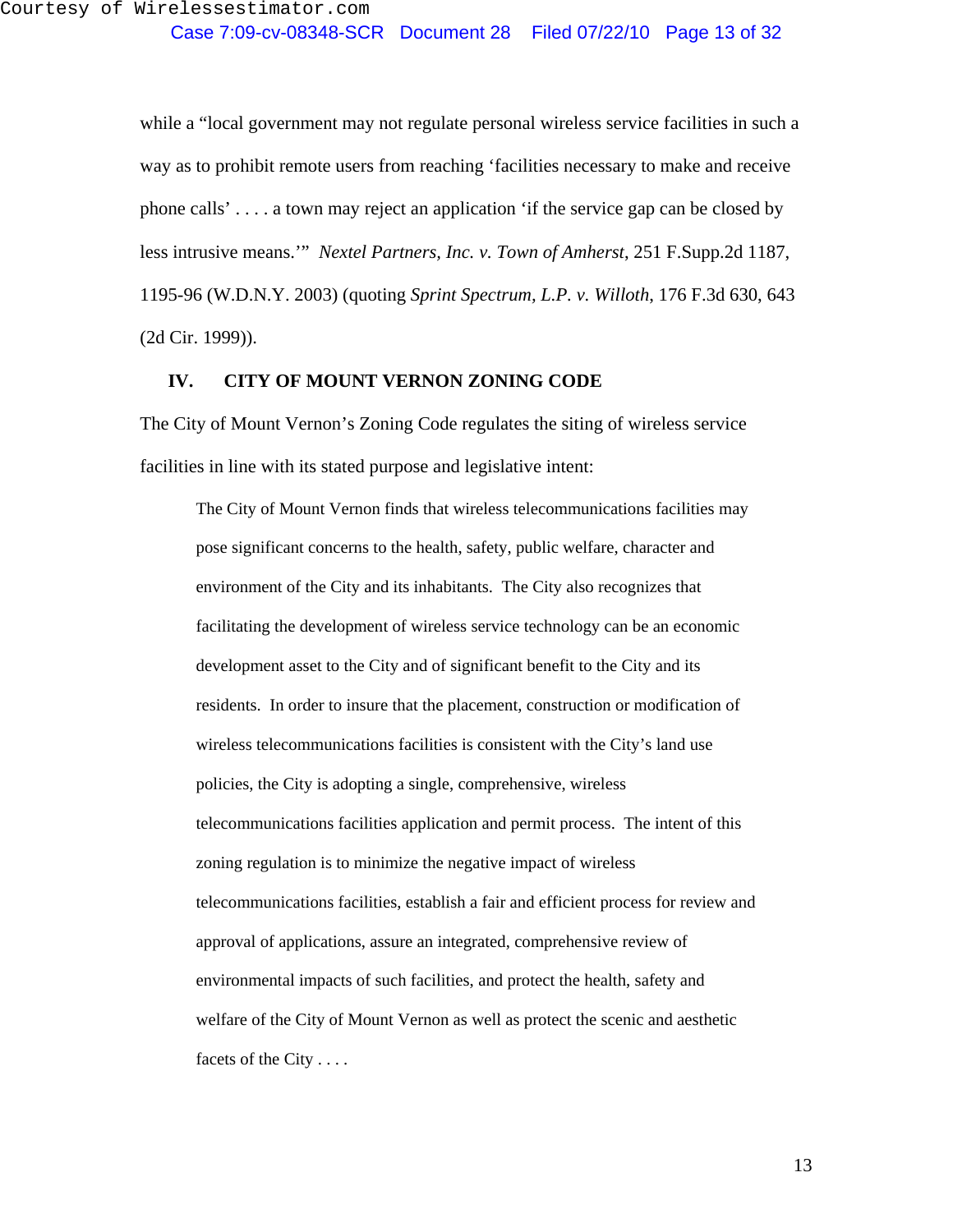while a "local government may not regulate personal wireless service facilities in such a way as to prohibit remote users from reaching 'facilities necessary to make and receive phone calls' . . . . a town may reject an application 'if the service gap can be closed by less intrusive means.'" *Nextel Partners, Inc. v. Town of Amherst*, 251 F.Supp.2d 1187, 1195-96 (W.D.N.Y. 2003) (quoting *Sprint Spectrum, L.P. v. Willoth*, 176 F.3d 630, 643 (2d Cir. 1999)).

## IV. CITY OF MOUNT VERNON ZONING CODE

The City of Mount Vernon's Zoning Code regulates the siting of wireless service facilities in line with its stated purpose and legislative intent:

> The City of Mount Vernon finds that wireless telecommunications facilities may pose significant concerns to the health, safety, public welfare, character and environment of the City and its inhabitants. The City also recognizes that facilitating the development of wireless service technology can be an economic development asset to the City and of significant benefit to the City and its residents. In order to insure that the placement, construction or modification of wireless telecommunications facilities is consistent with the City's land use policies, the City is adopting a single, comprehensive, wireless telecommunications facilities application and permit process. The intent of this zoning regulation is to minimize the negative impact of wireless telecommunications facilities, establish a fair and efficient process for review and approval of applications, assure an integrated, comprehensive review of environmental impacts of such facilities, and protect the health, safety and welfare of the City of Mount Vernon as well as protect the scenic and aesthetic facets of the City . . . .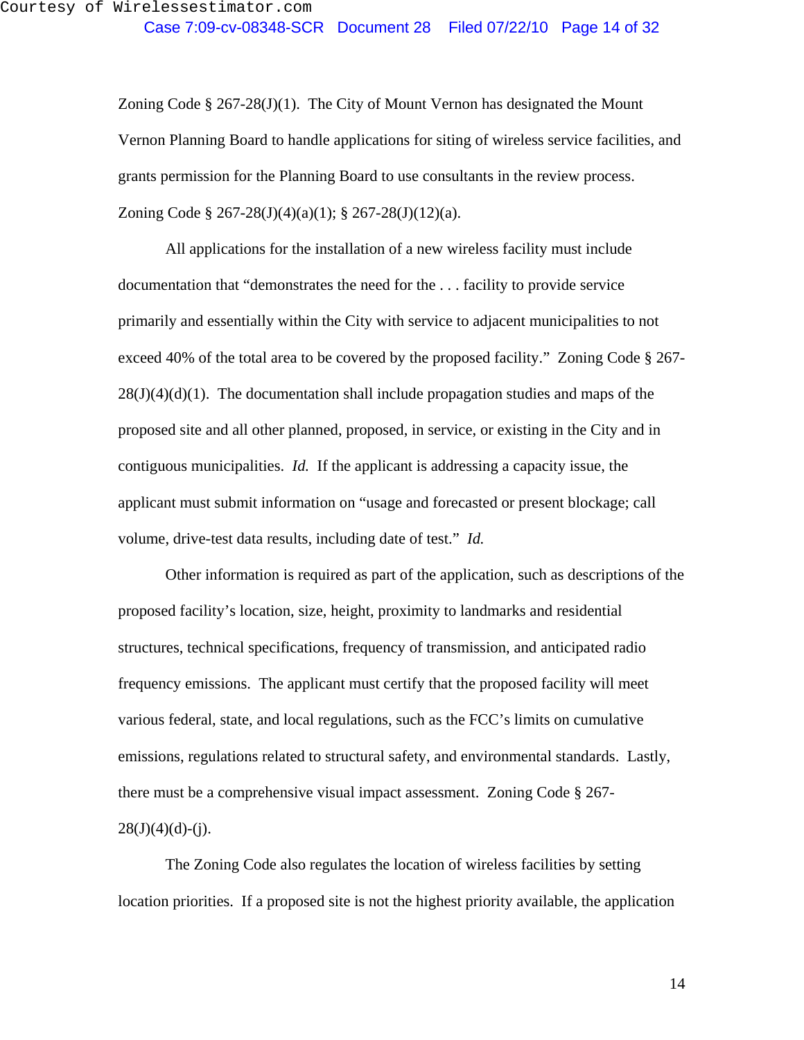Zoning Code § 267-28(J)(1). The City of Mount Vernon has designated the Mount Vernon Planning Board to handle applications for siting of wireless service facilities, and grants permission for the Planning Board to use consultants in the review process. Zoning Code § 267-28(J)(4)(a)(1); § 267-28(J)(12)(a).

All applications for the installation of a new wireless facility must include documentation that "demonstrates the need for the . . . facility to provide service primarily and essentially within the City with service to adjacent municipalities to not exceed 40% of the total area to be covered by the proposed facility." Zoning Code § 267-28(J)(4)(d)(1). The documentation shall include propagation studies and maps of the proposed site and all other planned, proposed, in service, or existing in the City and in contiguous municipalities. *Id.* If the applicant is addressing a capacity issue, the applicant must submit information on "usage and forecasted or present blockage; call volume, drive-test data results, including date of test." *Id.*

Other information is required as part of the application, such as descriptions of the proposed facility's location, size, height, proximity to landmarks and residential structures, technical specifications, frequency of transmission, and anticipated radio frequency emissions. The applicant must certify that the proposed facility will meet various federal, state, and local regulations, such as the FCC's limits on cumulative emissions, regulations related to structural safety, and environmental standards. Lastly, there must be a comprehensive visual impact assessment. Zoning Code § 267-28(J)(4)(d)-(j).

The Zoning Code also regulates the location of wireless facilities by setting location priorities. If a proposed site is not the highest priority available, the application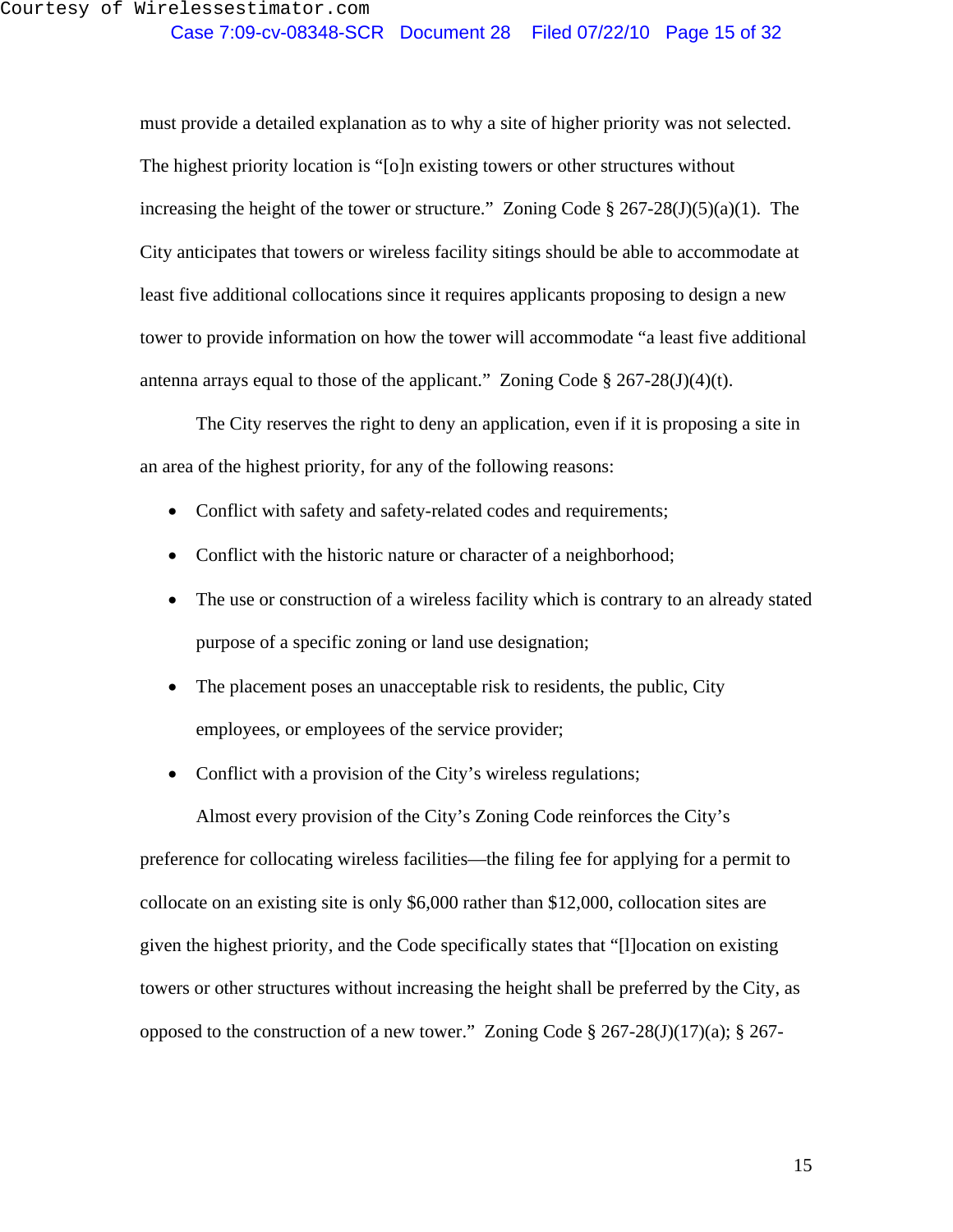must provide a detailed explanation as to why a site of higher priority was not selected. The highest priority location is "[o]n existing towers or other structures without increasing the height of the tower or structure." Zoning Code § 267-28(J)(5)(a)(1). The City anticipates that towers or wireless facility sitings should be able to accommodate at least five additional collocations since it requires applicants proposing to design a new tower to provide information on how the tower will accommodate "a least five additional antenna arrays equal to those of the applicant." Zoning Code § 267-28(J)(4)(t).

The City reserves the right to deny an application, even if it is proposing a site in an area of the highest priority, for any of the following reasons:

- Conflict with safety and safety-related codes and requirements;
- Conflict with the historic nature or character of a neighborhood;
- The use or construction of a wireless facility which is contrary to an already stated purpose of a specific zoning or land use designation;
- The placement poses an unacceptable risk to residents, the public, City employees, or employees of the service provider;
- Conflict with a provision of the City's wireless regulations;

Almost every provision of the City's Zoning Code reinforces the City's preference for collocating wireless facilities—the filing fee for applying for a permit to collocate on an existing site is only $6,000 rather than $12,000, collocation sites are given the highest priority, and the Code specifically states that "[l]ocation on existing towers or other structures without increasing the height shall be preferred by the City, as opposed to the construction of a new tower." Zoning Code § 267-28(J)(17)(a); § 267-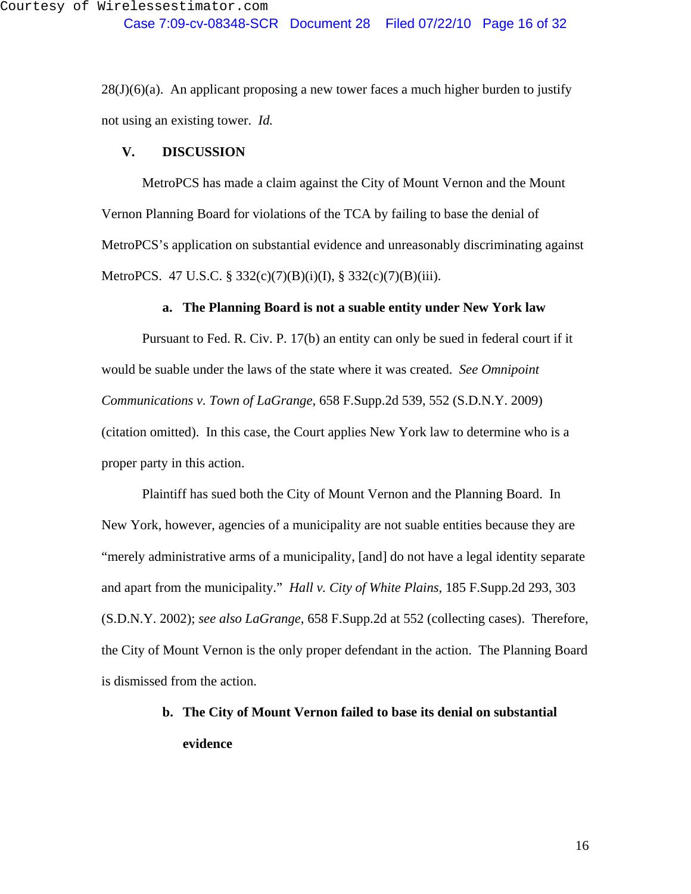28(J)(6)(a). An applicant proposing a new tower faces a much higher burden to justify not using an existing tower. *Id.*

## V. DISCUSSION

MetroPCS has made a claim against the City of Mount Vernon and the Mount Vernon Planning Board for violations of the TCA by failing to base the denial of MetroPCS's application on substantial evidence and unreasonably discriminating against MetroPCS. 47 U.S.C. § 332(c)(7)(B)(i)(I), § 332(c)(7)(B)(iii).

### a. The Planning Board is not a suable entity under New York law

Pursuant to Fed. R. Civ. P. 17(b) an entity can only be sued in federal court if it would be suable under the laws of the state where it was created. *See Omnipoint Communications v. Town of LaGrange*, 658 F.Supp.2d 539, 552 (S.D.N.Y. 2009) (citation omitted). In this case, the Court applies New York law to determine who is a proper party in this action.

Plaintiff has sued both the City of Mount Vernon and the Planning Board. In New York, however, agencies of a municipality are not suable entities because they are "merely administrative arms of a municipality, [and] do not have a legal identity separate and apart from the municipality." *Hall v. City of White Plains*, 185 F.Supp.2d 293, 303 (S.D.N.Y. 2002); *see also LaGrange*, 658 F.Supp.2d at 552 (collecting cases). Therefore, the City of Mount Vernon is the only proper defendant in the action. The Planning Board is dismissed from the action.

### b. The City of Mount Vernon failed to base its denial on substantial evidence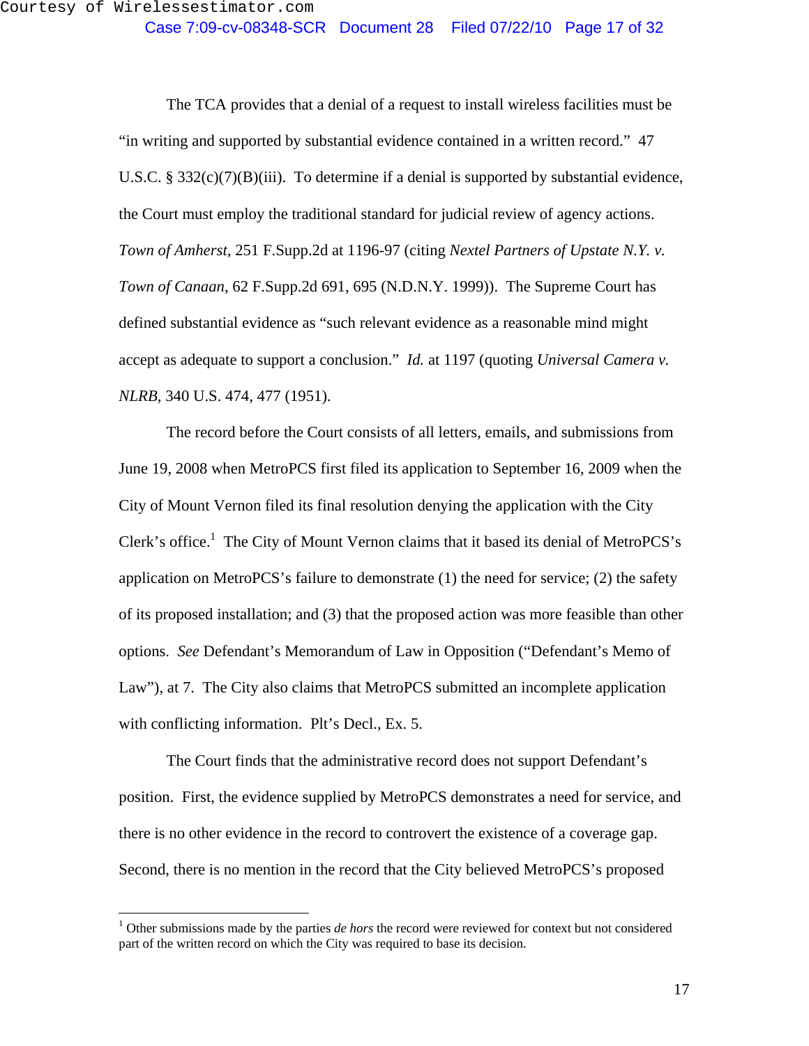The TCA provides that a denial of a request to install wireless facilities must be "in writing and supported by substantial evidence contained in a written record." 47 U.S.C. § 332(c)(7)(B)(iii). To determine if a denial is supported by substantial evidence, the Court must employ the traditional standard for judicial review of agency actions. *Town of Amherst*, 251 F.Supp.2d at 1196-97 (citing *Nextel Partners of Upstate N.Y. v. Town of Canaan*, 62 F.Supp.2d 691, 695 (N.D.N.Y. 1999)). The Supreme Court has defined substantial evidence as "such relevant evidence as a reasonable mind might accept as adequate to support a conclusion." *Id.* at 1197 (quoting *Universal Camera v. NLRB*, 340 U.S. 474, 477 (1951).

The record before the Court consists of all letters, emails, and submissions from June 19, 2008 when MetroPCS first filed its application to September 16, 2009 when the City of Mount Vernon filed its final resolution denying the application with the City Clerk's office.[1] The City of Mount Vernon claims that it based its denial of MetroPCS's application on MetroPCS's failure to demonstrate (1) the need for service; (2) the safety of its proposed installation; and (3) that the proposed action was more feasible than other options. *See* Defendant's Memorandum of Law in Opposition ("Defendant's Memo of Law"), at 7. The City also claims that MetroPCS submitted an incomplete application with conflicting information. Plt's Decl., Ex. 5.

The Court finds that the administrative record does not support Defendant's position. First, the evidence supplied by MetroPCS demonstrates a need for service, and there is no other evidence in the record to controvert the existence of a coverage gap. Second, there is no mention in the record that the City believed MetroPCS's proposed

---

[1] Other submissions made by the parties *de hors* the record were reviewed for context but not considered part of the written record on which the City was required to base its decision.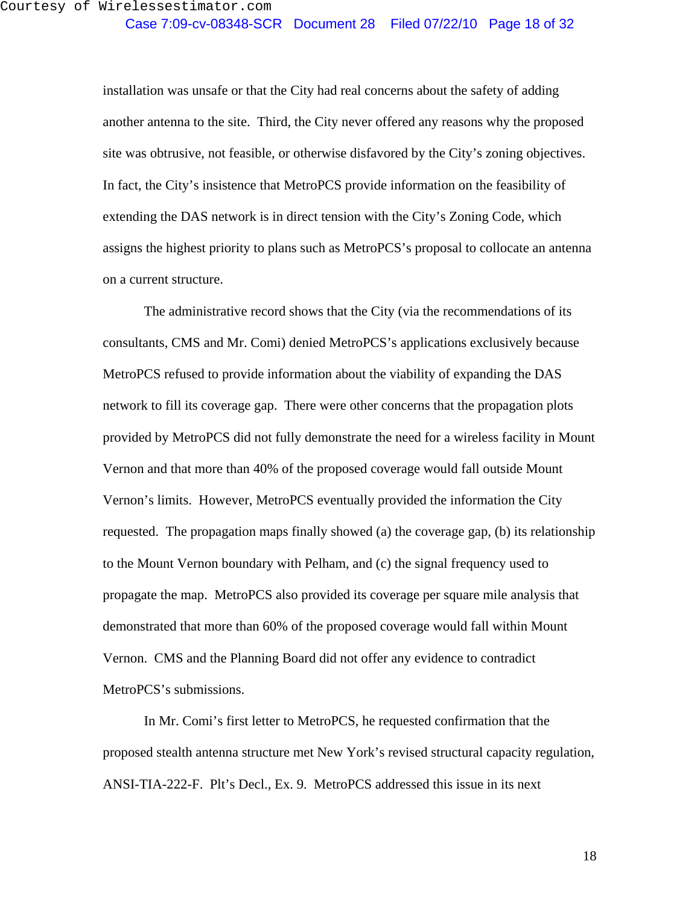installation was unsafe or that the City had real concerns about the safety of adding another antenna to the site. Third, the City never offered any reasons why the proposed site was obtrusive, not feasible, or otherwise disfavored by the City's zoning objectives. In fact, the City's insistence that MetroPCS provide information on the feasibility of extending the DAS network is in direct tension with the City's Zoning Code, which assigns the highest priority to plans such as MetroPCS's proposal to collocate an antenna on a current structure.

The administrative record shows that the City (via the recommendations of its consultants, CMS and Mr. Comi) denied MetroPCS's applications exclusively because MetroPCS refused to provide information about the viability of expanding the DAS network to fill its coverage gap. There were other concerns that the propagation plots provided by MetroPCS did not fully demonstrate the need for a wireless facility in Mount Vernon and that more than 40% of the proposed coverage would fall outside Mount Vernon's limits. However, MetroPCS eventually provided the information the City requested. The propagation maps finally showed (a) the coverage gap, (b) its relationship to the Mount Vernon boundary with Pelham, and (c) the signal frequency used to propagate the map. MetroPCS also provided its coverage per square mile analysis that demonstrated that more than 60% of the proposed coverage would fall within Mount Vernon. CMS and the Planning Board did not offer any evidence to contradict MetroPCS's submissions.

In Mr. Comi's first letter to MetroPCS, he requested confirmation that the proposed stealth antenna structure met New York's revised structural capacity regulation, ANSI-TIA-222-F. Plt's Decl., Ex. 9. MetroPCS addressed this issue in its next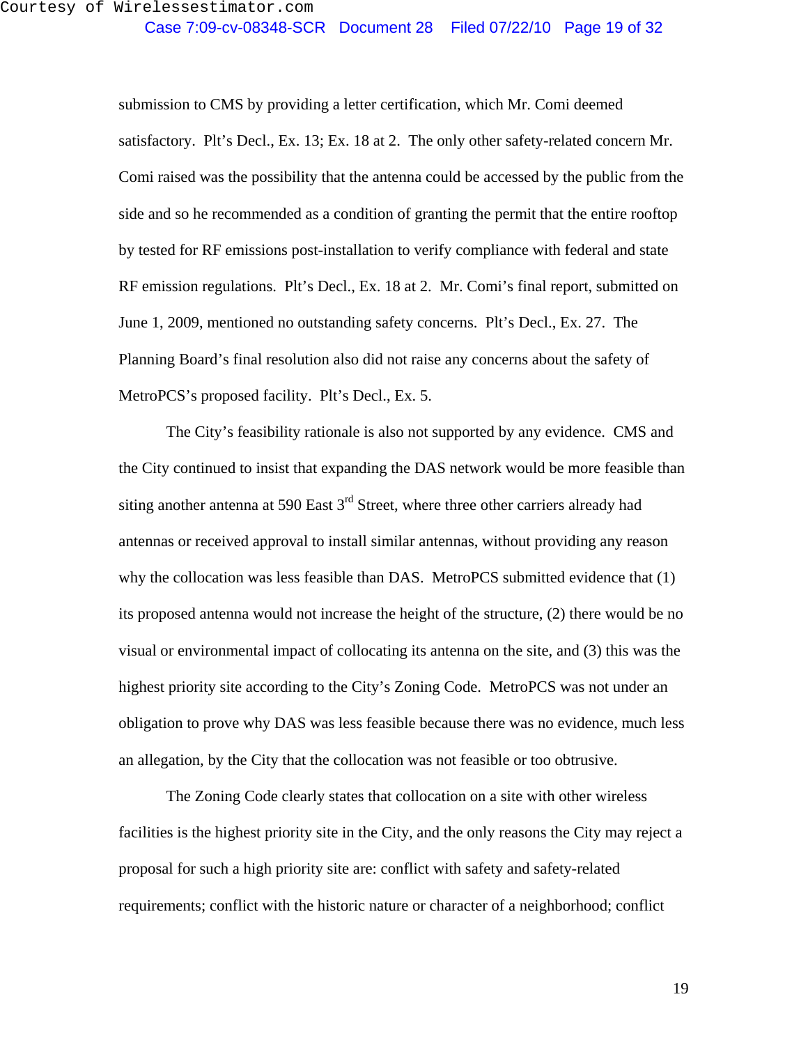submission to CMS by providing a letter certification, which Mr. Comi deemed satisfactory. Plt's Decl., Ex. 13; Ex. 18 at 2. The only other safety-related concern Mr. Comi raised was the possibility that the antenna could be accessed by the public from the side and so he recommended as a condition of granting the permit that the entire rooftop by tested for RF emissions post-installation to verify compliance with federal and state RF emission regulations. Plt's Decl., Ex. 18 at 2. Mr. Comi's final report, submitted on June 1, 2009, mentioned no outstanding safety concerns. Plt's Decl., Ex. 27. The Planning Board's final resolution also did not raise any concerns about the safety of MetroPCS's proposed facility. Plt's Decl., Ex. 5.

The City's feasibility rationale is also not supported by any evidence. CMS and the City continued to insist that expanding the DAS network would be more feasible than siting another antenna at 590 East 3rd Street, where three other carriers already had antennas or received approval to install similar antennas, without providing any reason why the collocation was less feasible than DAS. MetroPCS submitted evidence that (1) its proposed antenna would not increase the height of the structure, (2) there would be no visual or environmental impact of collocating its antenna on the site, and (3) this was the highest priority site according to the City's Zoning Code. MetroPCS was not under an obligation to prove why DAS was less feasible because there was no evidence, much less an allegation, by the City that the collocation was not feasible or too obtrusive.

The Zoning Code clearly states that collocation on a site with other wireless facilities is the highest priority site in the City, and the only reasons the City may reject a proposal for such a high priority site are: conflict with safety and safety-related requirements; conflict with the historic nature or character of a neighborhood; conflict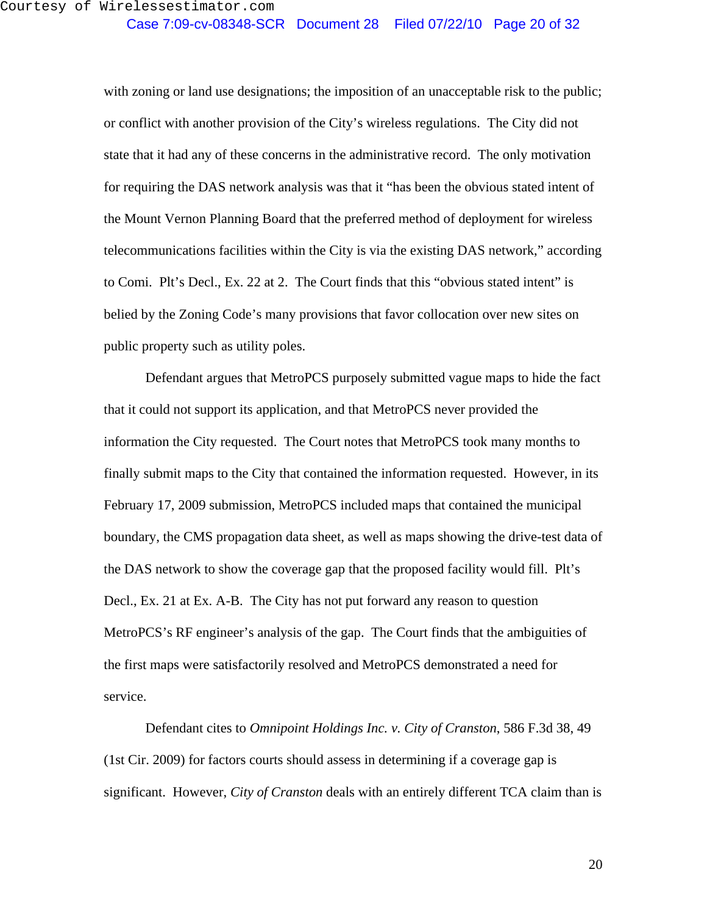with zoning or land use designations; the imposition of an unacceptable risk to the public; or conflict with another provision of the City's wireless regulations. The City did not state that it had any of these concerns in the administrative record. The only motivation for requiring the DAS network analysis was that it "has been the obvious stated intent of the Mount Vernon Planning Board that the preferred method of deployment for wireless telecommunications facilities within the City is via the existing DAS network," according to Comi. Plt's Decl., Ex. 22 at 2. The Court finds that this "obvious stated intent" is belied by the Zoning Code's many provisions that favor collocation over new sites on public property such as utility poles.

Defendant argues that MetroPCS purposely submitted vague maps to hide the fact that it could not support its application, and that MetroPCS never provided the information the City requested. The Court notes that MetroPCS took many months to finally submit maps to the City that contained the information requested. However, in its February 17, 2009 submission, MetroPCS included maps that contained the municipal boundary, the CMS propagation data sheet, as well as maps showing the drive-test data of the DAS network to show the coverage gap that the proposed facility would fill. Plt's Decl., Ex. 21 at Ex. A-B. The City has not put forward any reason to question MetroPCS's RF engineer's analysis of the gap. The Court finds that the ambiguities of the first maps were satisfactorily resolved and MetroPCS demonstrated a need for service.

Defendant cites to *Omnipoint Holdings Inc. v. City of Cranston*, 586 F.3d 38, 49 (1st Cir. 2009) for factors courts should assess in determining if a coverage gap is significant. However, *City of Cranston* deals with an entirely different TCA claim than is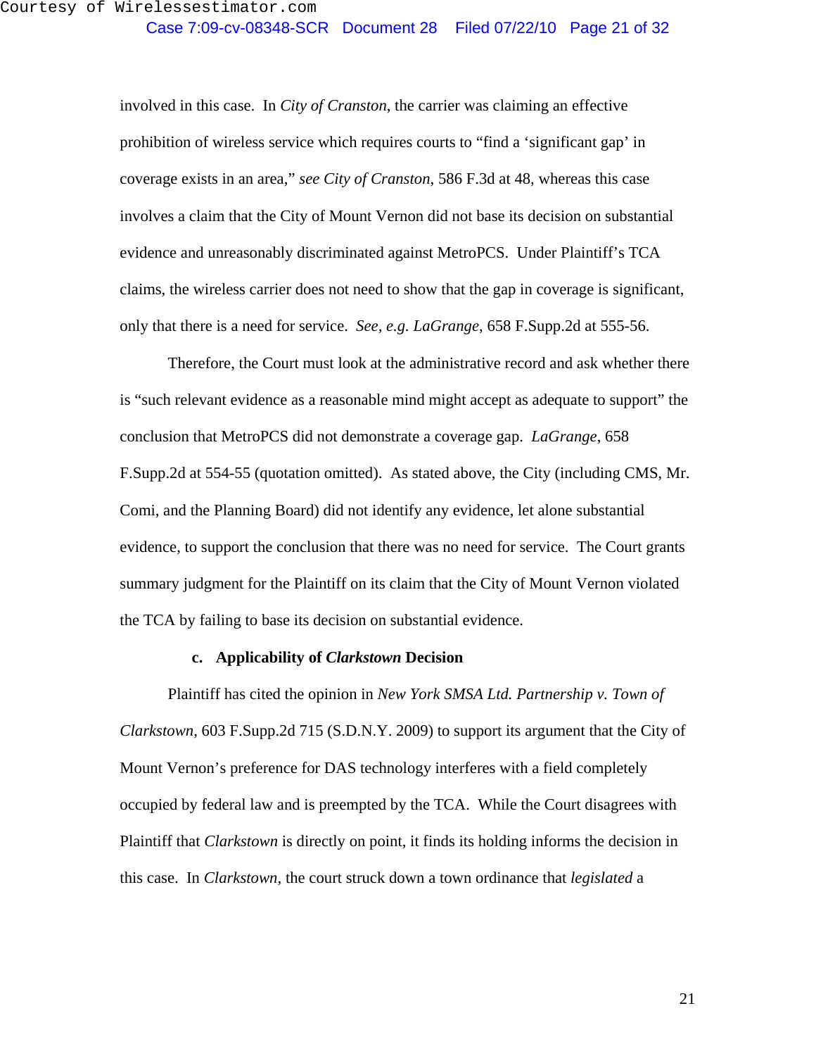involved in this case. In *City of Cranston*, the carrier was claiming an effective prohibition of wireless service which requires courts to "find a 'significant gap' in coverage exists in an area," *see City of Cranston*, 586 F.3d at 48, whereas this case involves a claim that the City of Mount Vernon did not base its decision on substantial evidence and unreasonably discriminated against MetroPCS. Under Plaintiff's TCA claims, the wireless carrier does not need to show that the gap in coverage is significant, only that there is a need for service. *See, e.g. LaGrange*, 658 F.Supp.2d at 555-56.

Therefore, the Court must look at the administrative record and ask whether there is "such relevant evidence as a reasonable mind might accept as adequate to support" the conclusion that MetroPCS did not demonstrate a coverage gap. *LaGrange*, 658 F.Supp.2d at 554-55 (quotation omitted). As stated above, the City (including CMS, Mr. Comi, and the Planning Board) did not identify any evidence, let alone substantial evidence, to support the conclusion that there was no need for service. The Court grants summary judgment for the Plaintiff on its claim that the City of Mount Vernon violated the TCA by failing to base its decision on substantial evidence.

**c. Applicability of *Clarkstown* Decision**

Plaintiff has cited the opinion in *New York SMSA Ltd. Partnership v. Town of Clarkstown*, 603 F.Supp.2d 715 (S.D.N.Y. 2009) to support its argument that the City of Mount Vernon's preference for DAS technology interferes with a field completely occupied by federal law and is preempted by the TCA. While the Court disagrees with Plaintiff that *Clarkstown* is directly on point, it finds its holding informs the decision in this case. In *Clarkstown*, the court struck down a town ordinance that *legislated* a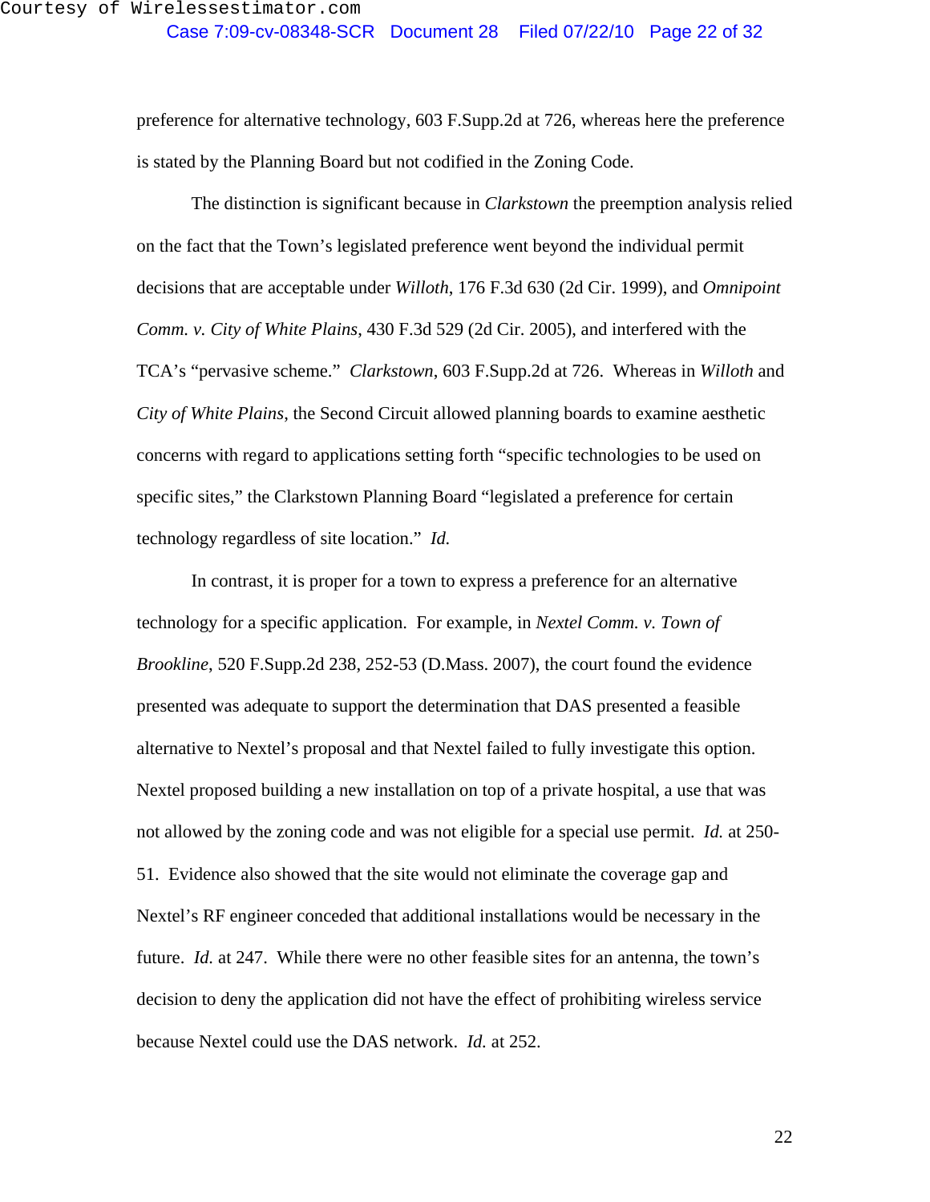preference for alternative technology, 603 F.Supp.2d at 726, whereas here the preference is stated by the Planning Board but not codified in the Zoning Code.

The distinction is significant because in *Clarkstown* the preemption analysis relied on the fact that the Town's legislated preference went beyond the individual permit decisions that are acceptable under *Willoth*, 176 F.3d 630 (2d Cir. 1999), and *Omnipoint Comm. v. City of White Plains*, 430 F.3d 529 (2d Cir. 2005), and interfered with the TCA's "pervasive scheme." *Clarkstown*, 603 F.Supp.2d at 726. Whereas in *Willoth* and *City of White Plains*, the Second Circuit allowed planning boards to examine aesthetic concerns with regard to applications setting forth "specific technologies to be used on specific sites," the Clarkstown Planning Board "legislated a preference for certain technology regardless of site location." *Id.*

In contrast, it is proper for a town to express a preference for an alternative technology for a specific application. For example, in *Nextel Comm. v. Town of Brookline*, 520 F.Supp.2d 238, 252-53 (D.Mass. 2007), the court found the evidence presented was adequate to support the determination that DAS presented a feasible alternative to Nextel's proposal and that Nextel failed to fully investigate this option. Nextel proposed building a new installation on top of a private hospital, a use that was not allowed by the zoning code and was not eligible for a special use permit. *Id.* at 250-51. Evidence also showed that the site would not eliminate the coverage gap and Nextel's RF engineer conceded that additional installations would be necessary in the future. *Id.* at 247. While there were no other feasible sites for an antenna, the town's decision to deny the application did not have the effect of prohibiting wireless service because Nextel could use the DAS network. *Id.* at 252.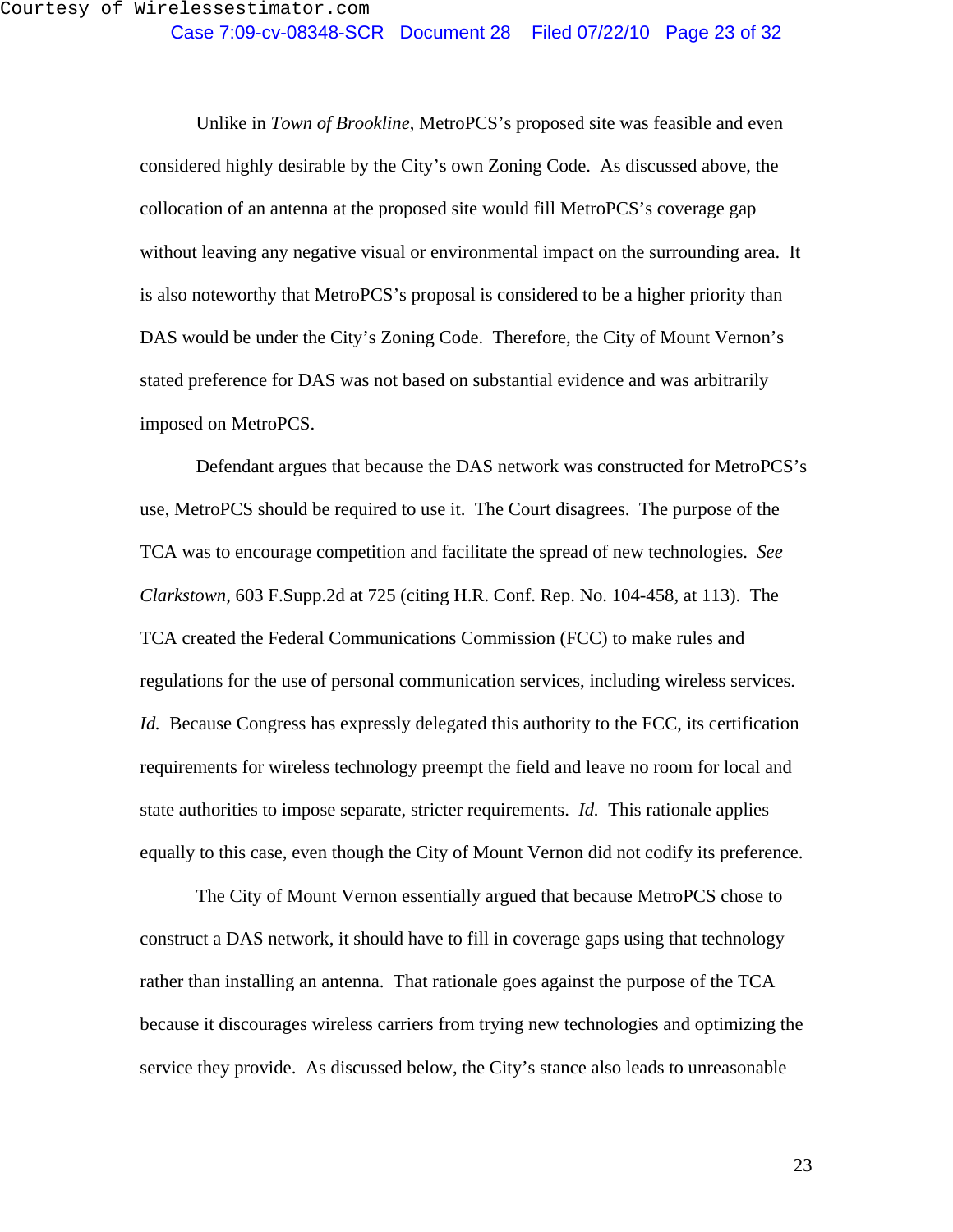Unlike in *Town of Brookline*, MetroPCS's proposed site was feasible and even considered highly desirable by the City's own Zoning Code. As discussed above, the collocation of an antenna at the proposed site would fill MetroPCS's coverage gap without leaving any negative visual or environmental impact on the surrounding area. It is also noteworthy that MetroPCS's proposal is considered to be a higher priority than DAS would be under the City's Zoning Code. Therefore, the City of Mount Vernon's stated preference for DAS was not based on substantial evidence and was arbitrarily imposed on MetroPCS.

Defendant argues that because the DAS network was constructed for MetroPCS's use, MetroPCS should be required to use it. The Court disagrees. The purpose of the TCA was to encourage competition and facilitate the spread of new technologies. *See Clarkstown*, 603 F.Supp.2d at 725 (citing H.R. Conf. Rep. No. 104-458, at 113). The TCA created the Federal Communications Commission (FCC) to make rules and regulations for the use of personal communication services, including wireless services. *Id.* Because Congress has expressly delegated this authority to the FCC, its certification requirements for wireless technology preempt the field and leave no room for local and state authorities to impose separate, stricter requirements. *Id.* This rationale applies equally to this case, even though the City of Mount Vernon did not codify its preference.

The City of Mount Vernon essentially argued that because MetroPCS chose to construct a DAS network, it should have to fill in coverage gaps using that technology rather than installing an antenna. That rationale goes against the purpose of the TCA because it discourages wireless carriers from trying new technologies and optimizing the service they provide. As discussed below, the City's stance also leads to unreasonable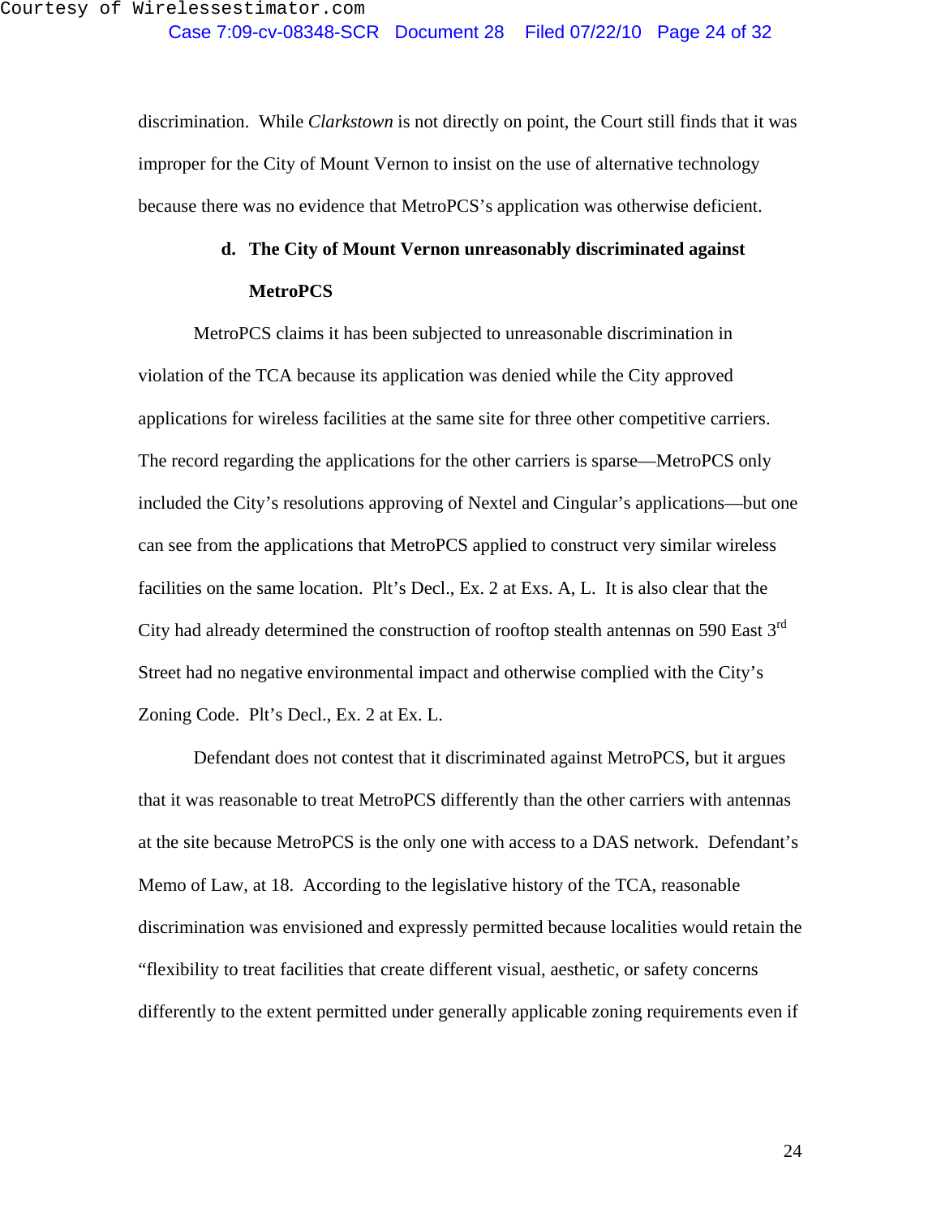discrimination. While *Clarkstown* is not directly on point, the Court still finds that it was improper for the City of Mount Vernon to insist on the use of alternative technology because there was no evidence that MetroPCS's application was otherwise deficient.

**d. The City of Mount Vernon unreasonably discriminated against MetroPCS**

MetroPCS claims it has been subjected to unreasonable discrimination in violation of the TCA because its application was denied while the City approved applications for wireless facilities at the same site for three other competitive carriers. The record regarding the applications for the other carriers is sparse—MetroPCS only included the City's resolutions approving of Nextel and Cingular's applications—but one can see from the applications that MetroPCS applied to construct very similar wireless facilities on the same location. Plt's Decl., Ex. 2 at Exs. A, L. It is also clear that the City had already determined the construction of rooftop stealth antennas on 590 East 3rd Street had no negative environmental impact and otherwise complied with the City's Zoning Code. Plt's Decl., Ex. 2 at Ex. L.

Defendant does not contest that it discriminated against MetroPCS, but it argues that it was reasonable to treat MetroPCS differently than the other carriers with antennas at the site because MetroPCS is the only one with access to a DAS network. Defendant's Memo of Law, at 18. According to the legislative history of the TCA, reasonable discrimination was envisioned and expressly permitted because localities would retain the "flexibility to treat facilities that create different visual, aesthetic, or safety concerns differently to the extent permitted under generally applicable zoning requirements even if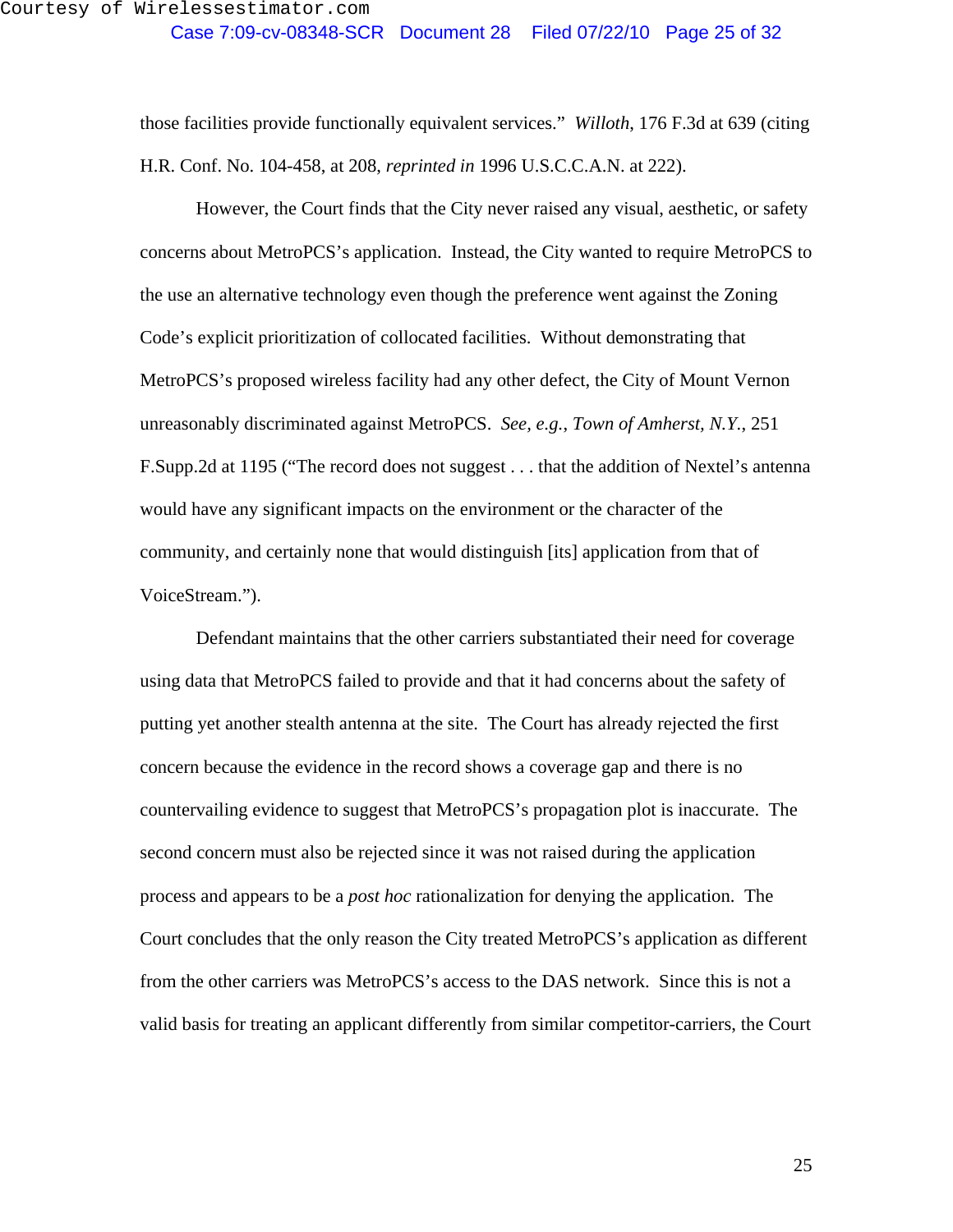those facilities provide functionally equivalent services." *Willoth*, 176 F.3d at 639 (citing H.R. Conf. No. 104-458, at 208, *reprinted in* 1996 U.S.C.C.A.N. at 222).

However, the Court finds that the City never raised any visual, aesthetic, or safety concerns about MetroPCS's application. Instead, the City wanted to require MetroPCS to the use an alternative technology even though the preference went against the Zoning Code's explicit prioritization of collocated facilities. Without demonstrating that MetroPCS's proposed wireless facility had any other defect, the City of Mount Vernon unreasonably discriminated against MetroPCS. *See, e.g.*, *Town of Amherst, N.Y.*, 251 F.Supp.2d at 1195 ("The record does not suggest . . . that the addition of Nextel's antenna would have any significant impacts on the environment or the character of the community, and certainly none that would distinguish [its] application from that of VoiceStream.").

Defendant maintains that the other carriers substantiated their need for coverage using data that MetroPCS failed to provide and that it had concerns about the safety of putting yet another stealth antenna at the site. The Court has already rejected the first concern because the evidence in the record shows a coverage gap and there is no countervailing evidence to suggest that MetroPCS's propagation plot is inaccurate. The second concern must also be rejected since it was not raised during the application process and appears to be a *post hoc* rationalization for denying the application. The Court concludes that the only reason the City treated MetroPCS's application as different from the other carriers was MetroPCS's access to the DAS network. Since this is not a valid basis for treating an applicant differently from similar competitor-carriers, the Court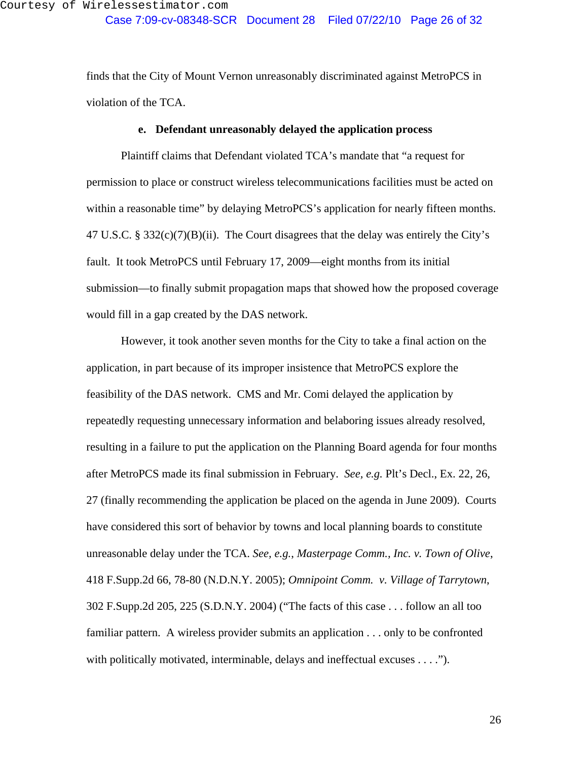finds that the City of Mount Vernon unreasonably discriminated against MetroPCS in violation of the TCA.

**e. Defendant unreasonably delayed the application process**

Plaintiff claims that Defendant violated TCA's mandate that "a request for permission to place or construct wireless telecommunications facilities must be acted on within a reasonable time" by delaying MetroPCS's application for nearly fifteen months. 47 U.S.C. § 332(c)(7)(B)(ii). The Court disagrees that the delay was entirely the City's fault. It took MetroPCS until February 17, 2009—eight months from its initial submission—to finally submit propagation maps that showed how the proposed coverage would fill in a gap created by the DAS network.

However, it took another seven months for the City to take a final action on the application, in part because of its improper insistence that MetroPCS explore the feasibility of the DAS network. CMS and Mr. Comi delayed the application by repeatedly requesting unnecessary information and belaboring issues already resolved, resulting in a failure to put the application on the Planning Board agenda for four months after MetroPCS made its final submission in February. *See, e.g.* Plt's Decl., Ex. 22, 26, 27 (finally recommending the application be placed on the agenda in June 2009). Courts have considered this sort of behavior by towns and local planning boards to constitute unreasonable delay under the TCA. *See, e.g.*, *Masterpage Comm., Inc. v. Town of Olive*, 418 F.Supp.2d 66, 78-80 (N.D.N.Y. 2005); *Omnipoint Comm. v. Village of Tarrytown*, 302 F.Supp.2d 205, 225 (S.D.N.Y. 2004) ("The facts of this case . . . follow an all too familiar pattern. A wireless provider submits an application . . . only to be confronted with politically motivated, interminable, delays and ineffectual excuses . . . .").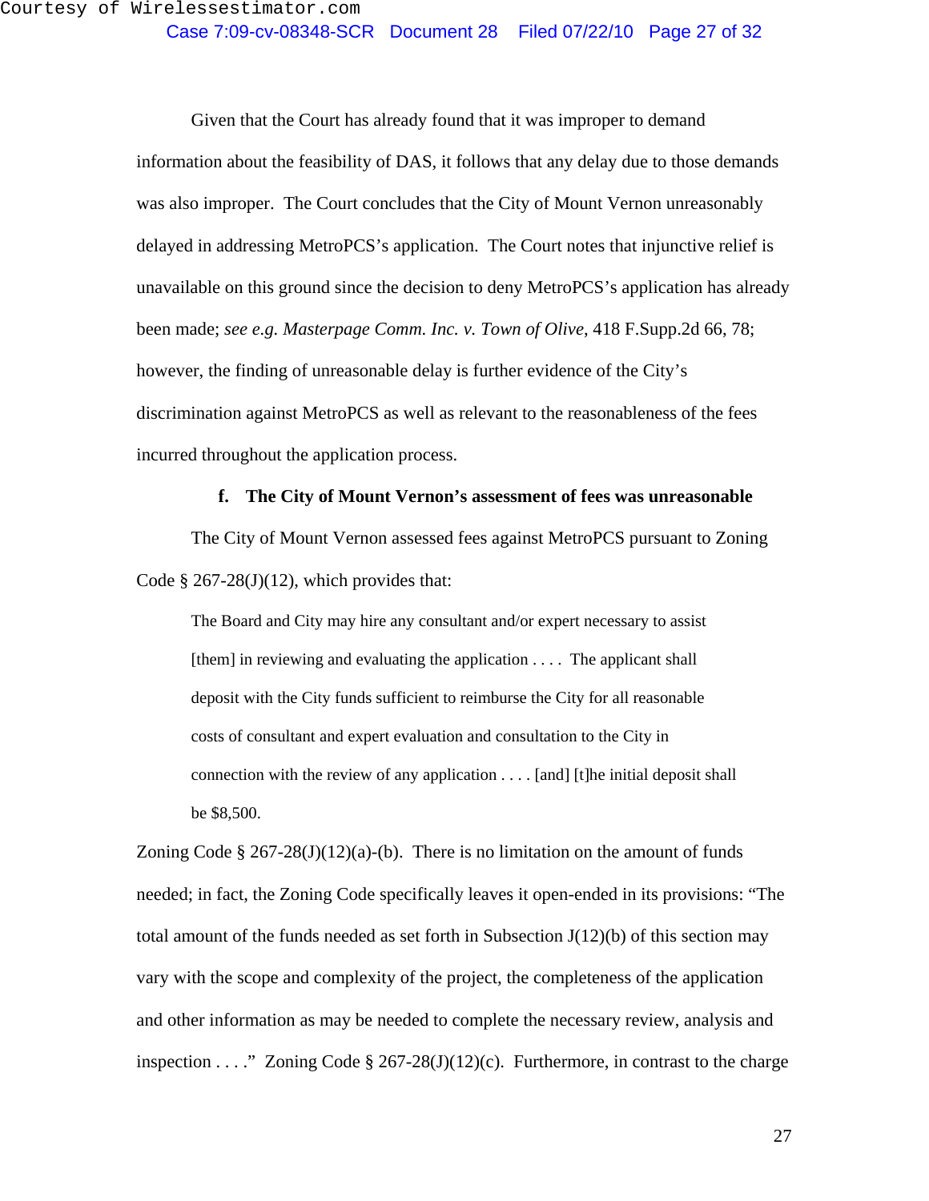Given that the Court has already found that it was improper to demand information about the feasibility of DAS, it follows that any delay due to those demands was also improper. The Court concludes that the City of Mount Vernon unreasonably delayed in addressing MetroPCS's application. The Court notes that injunctive relief is unavailable on this ground since the decision to deny MetroPCS's application has already been made; *see e.g. Masterpage Comm. Inc. v. Town of Olive*, 418 F.Supp.2d 66, 78; however, the finding of unreasonable delay is further evidence of the City's discrimination against MetroPCS as well as relevant to the reasonableness of the fees incurred throughout the application process.

**f. The City of Mount Vernon's assessment of fees was unreasonable**

The City of Mount Vernon assessed fees against MetroPCS pursuant to Zoning Code § 267-28(J)(12), which provides that:

> The Board and City may hire any consultant and/or expert necessary to assist [them] in reviewing and evaluating the application . . . . The applicant shall deposit with the City funds sufficient to reimburse the City for all reasonable costs of consultant and expert evaluation and consultation to the City in connection with the review of any application . . . . [and] [t]he initial deposit shall be $8,500.

Zoning Code § 267-28(J)(12)(a)-(b). There is no limitation on the amount of funds needed; in fact, the Zoning Code specifically leaves it open-ended in its provisions: "The total amount of the funds needed as set forth in Subsection J(12)(b) of this section may vary with the scope and complexity of the project, the completeness of the application and other information as may be needed to complete the necessary review, analysis and inspection . . . ." Zoning Code § 267-28(J)(12)(c). Furthermore, in contrast to the charge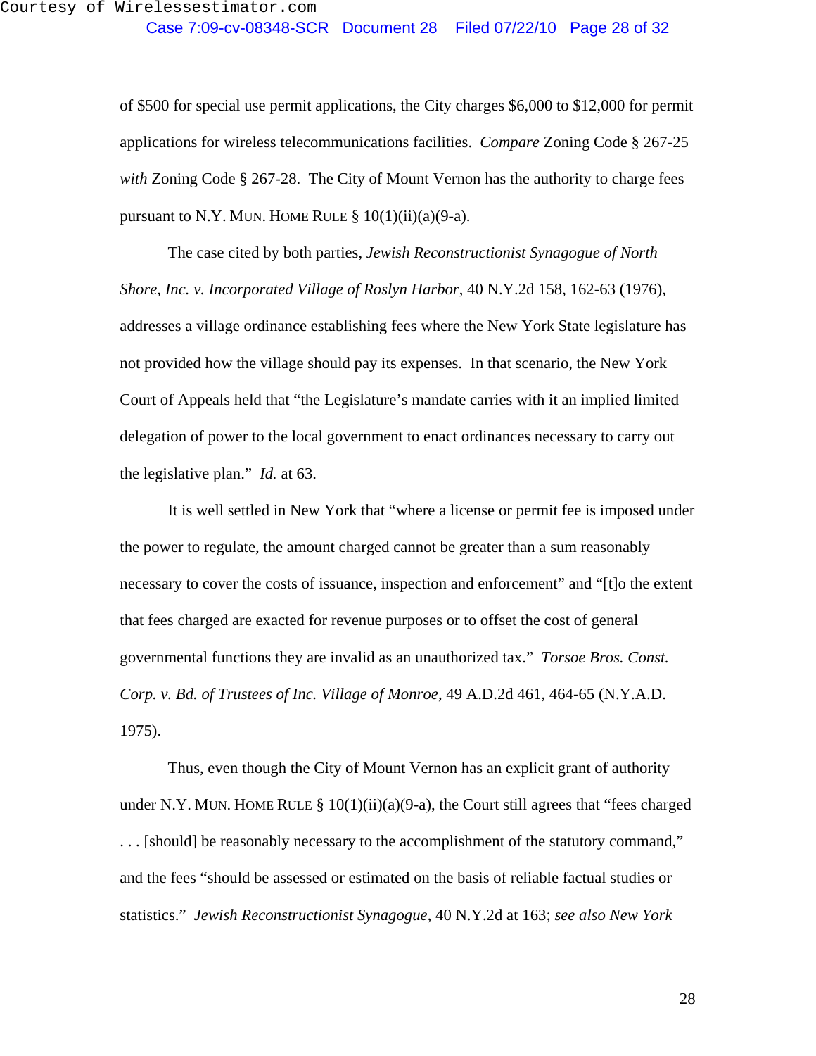of $500 for special use permit applications, the City charges $6,000 to $12,000 for permit applications for wireless telecommunications facilities. *Compare* Zoning Code § 267-25 *with* Zoning Code § 267-28. The City of Mount Vernon has the authority to charge fees pursuant to N.Y. MUN. HOME RULE § 10(1)(ii)(a)(9-a).

The case cited by both parties, *Jewish Reconstructionist Synagogue of North Shore, Inc. v. Incorporated Village of Roslyn Harbor*, 40 N.Y.2d 158, 162-63 (1976), addresses a village ordinance establishing fees where the New York State legislature has not provided how the village should pay its expenses. In that scenario, the New York Court of Appeals held that "the Legislature's mandate carries with it an implied limited delegation of power to the local government to enact ordinances necessary to carry out the legislative plan." *Id.* at 63.

It is well settled in New York that "where a license or permit fee is imposed under the power to regulate, the amount charged cannot be greater than a sum reasonably necessary to cover the costs of issuance, inspection and enforcement" and "[t]o the extent that fees charged are exacted for revenue purposes or to offset the cost of general governmental functions they are invalid as an unauthorized tax." *Torsoe Bros. Const. Corp. v. Bd. of Trustees of Inc. Village of Monroe*, 49 A.D.2d 461, 464-65 (N.Y.A.D. 1975).

Thus, even though the City of Mount Vernon has an explicit grant of authority under N.Y. MUN. HOME RULE § 10(1)(ii)(a)(9-a), the Court still agrees that "fees charged . . . [should] be reasonably necessary to the accomplishment of the statutory command," and the fees "should be assessed or estimated on the basis of reliable factual studies or statistics." *Jewish Reconstructionist Synagogue*, 40 N.Y.2d at 163; *see also New York*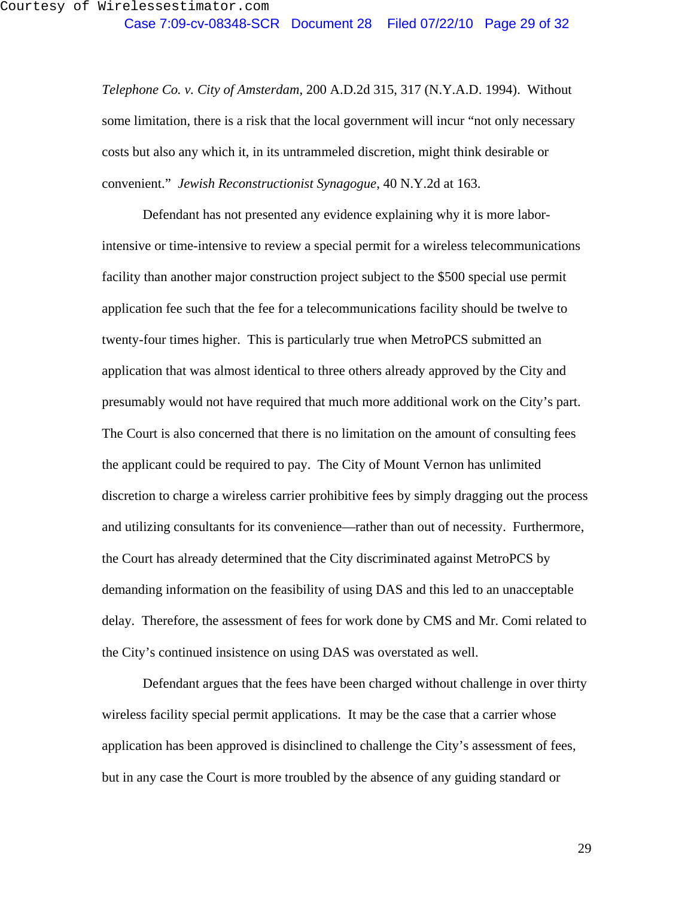*Telephone Co. v. City of Amsterdam*, 200 A.D.2d 315, 317 (N.Y.A.D. 1994). Without some limitation, there is a risk that the local government will incur "not only necessary costs but also any which it, in its untrammeled discretion, might think desirable or convenient." *Jewish Reconstructionist Synagogue*, 40 N.Y.2d at 163.

Defendant has not presented any evidence explaining why it is more labor-intensive or time-intensive to review a special permit for a wireless telecommunications facility than another major construction project subject to the $500 special use permit application fee such that the fee for a telecommunications facility should be twelve to twenty-four times higher. This is particularly true when MetroPCS submitted an application that was almost identical to three others already approved by the City and presumably would not have required that much more additional work on the City's part. The Court is also concerned that there is no limitation on the amount of consulting fees the applicant could be required to pay. The City of Mount Vernon has unlimited discretion to charge a wireless carrier prohibitive fees by simply dragging out the process and utilizing consultants for its convenience—rather than out of necessity. Furthermore, the Court has already determined that the City discriminated against MetroPCS by demanding information on the feasibility of using DAS and this led to an unacceptable delay. Therefore, the assessment of fees for work done by CMS and Mr. Comi related to the City's continued insistence on using DAS was overstated as well.

Defendant argues that the fees have been charged without challenge in over thirty wireless facility special permit applications. It may be the case that a carrier whose application has been approved is disinclined to challenge the City's assessment of fees, but in any case the Court is more troubled by the absence of any guiding standard or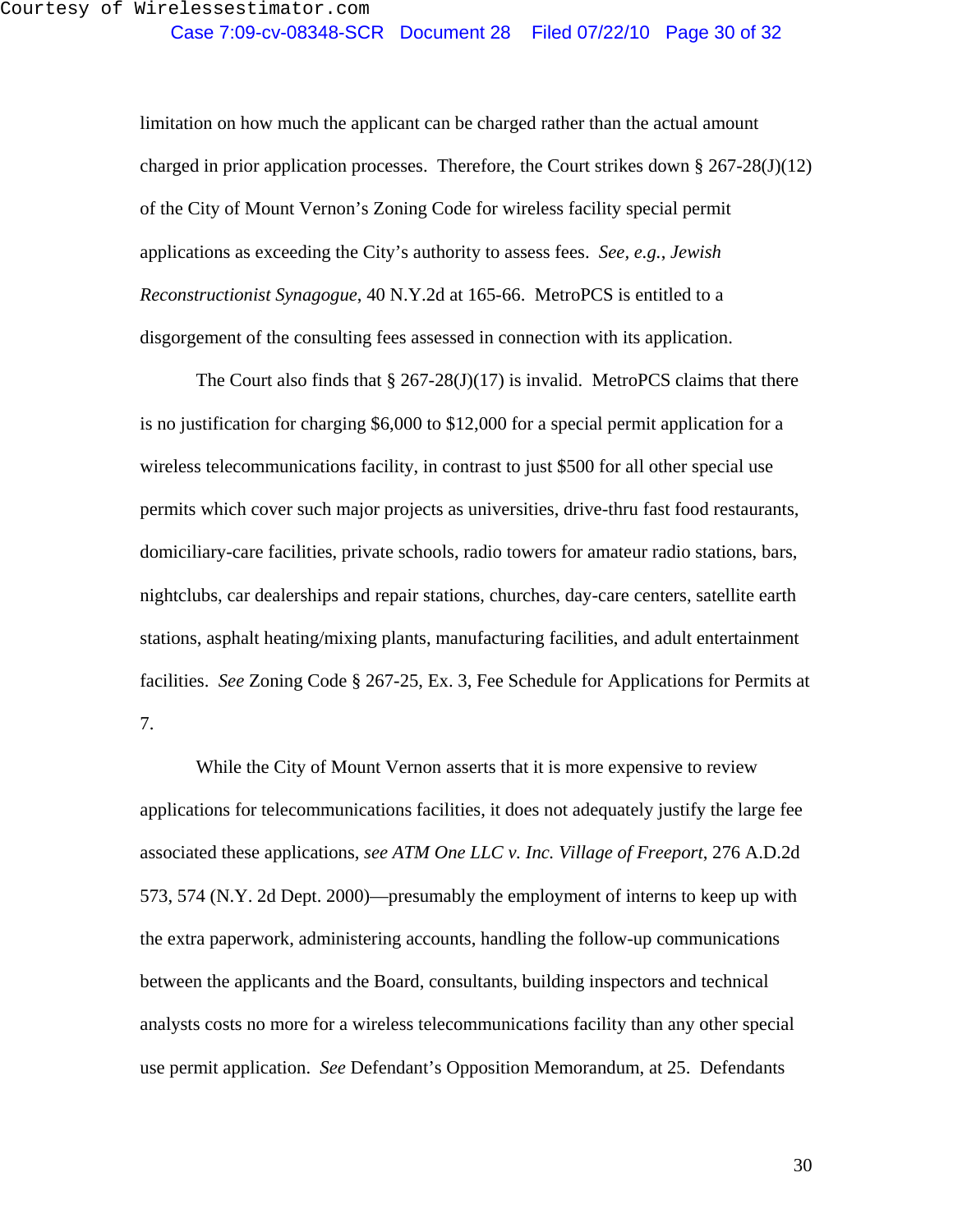limitation on how much the applicant can be charged rather than the actual amount charged in prior application processes. Therefore, the Court strikes down § 267-28(J)(12) of the City of Mount Vernon's Zoning Code for wireless facility special permit applications as exceeding the City's authority to assess fees. *See, e.g.*, *Jewish Reconstructionist Synagogue*, 40 N.Y.2d at 165-66. MetroPCS is entitled to a disgorgement of the consulting fees assessed in connection with its application.

The Court also finds that § 267-28(J)(17) is invalid. MetroPCS claims that there is no justification for charging $6,000 to $12,000 for a special permit application for a wireless telecommunications facility, in contrast to just $500 for all other special use permits which cover such major projects as universities, drive-thru fast food restaurants, domiciliary-care facilities, private schools, radio towers for amateur radio stations, bars, nightclubs, car dealerships and repair stations, churches, day-care centers, satellite earth stations, asphalt heating/mixing plants, manufacturing facilities, and adult entertainment facilities. *See* Zoning Code § 267-25, Ex. 3, Fee Schedule for Applications for Permits at 7.

While the City of Mount Vernon asserts that it is more expensive to review applications for telecommunications facilities, it does not adequately justify the large fee associated these applications, *see ATM One LLC v. Inc. Village of Freeport*, 276 A.D.2d 573, 574 (N.Y. 2d Dept. 2000)—presumably the employment of interns to keep up with the extra paperwork, administering accounts, handling the follow-up communications between the applicants and the Board, consultants, building inspectors and technical analysts costs no more for a wireless telecommunications facility than any other special use permit application. *See* Defendant's Opposition Memorandum, at 25. Defendants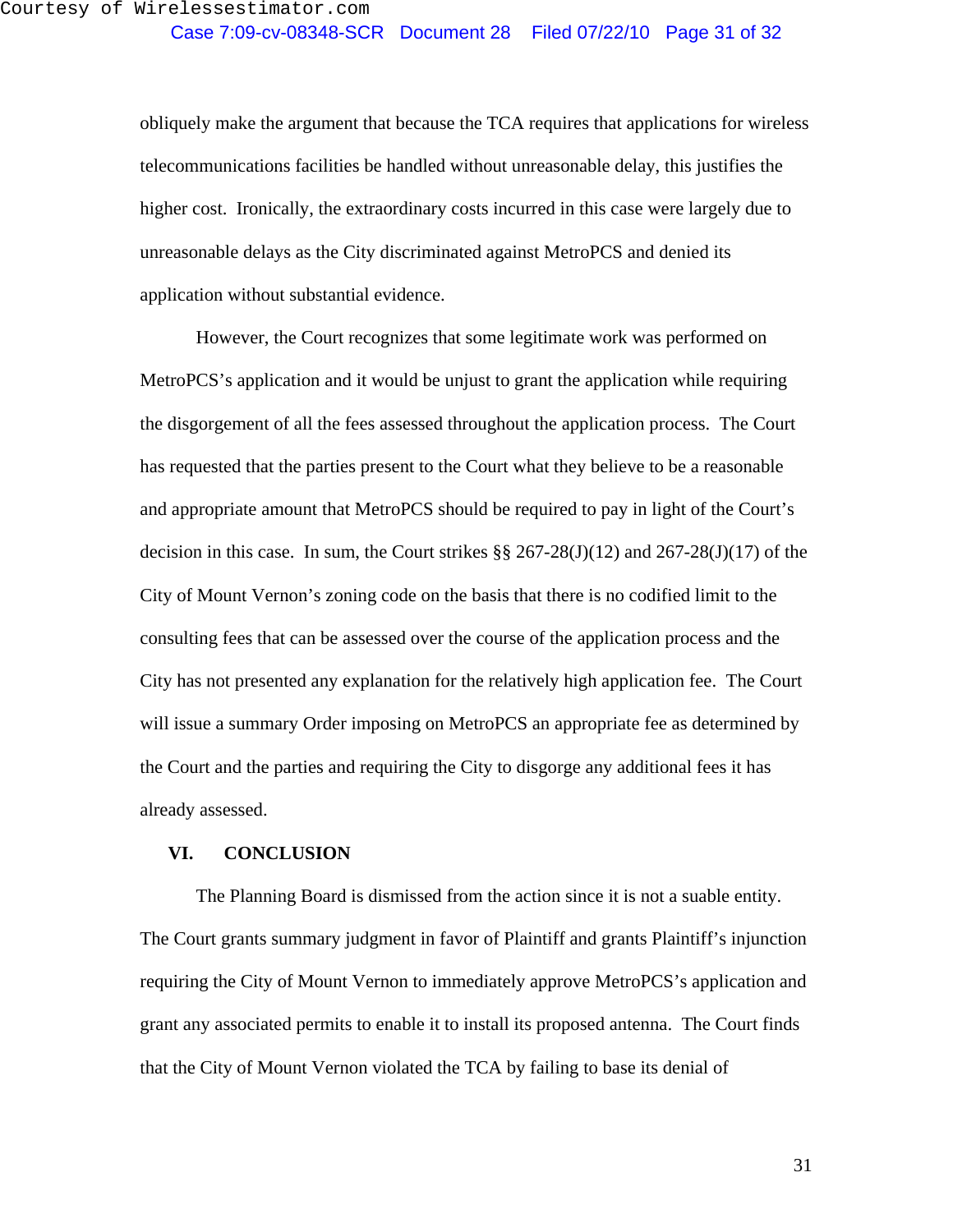obliquely make the argument that because the TCA requires that applications for wireless telecommunications facilities be handled without unreasonable delay, this justifies the higher cost. Ironically, the extraordinary costs incurred in this case were largely due to unreasonable delays as the City discriminated against MetroPCS and denied its application without substantial evidence.

However, the Court recognizes that some legitimate work was performed on MetroPCS's application and it would be unjust to grant the application while requiring the disgorgement of all the fees assessed throughout the application process. The Court has requested that the parties present to the Court what they believe to be a reasonable and appropriate amount that MetroPCS should be required to pay in light of the Court's decision in this case. In sum, the Court strikes §§ 267-28(J)(12) and 267-28(J)(17) of the City of Mount Vernon's zoning code on the basis that there is no codified limit to the consulting fees that can be assessed over the course of the application process and the City has not presented any explanation for the relatively high application fee. The Court will issue a summary Order imposing on MetroPCS an appropriate fee as determined by the Court and the parties and requiring the City to disgorge any additional fees it has already assessed.

## VI. CONCLUSION

The Planning Board is dismissed from the action since it is not a suable entity. The Court grants summary judgment in favor of Plaintiff and grants Plaintiff's injunction requiring the City of Mount Vernon to immediately approve MetroPCS's application and grant any associated permits to enable it to install its proposed antenna. The Court finds that the City of Mount Vernon violated the TCA by failing to base its denial of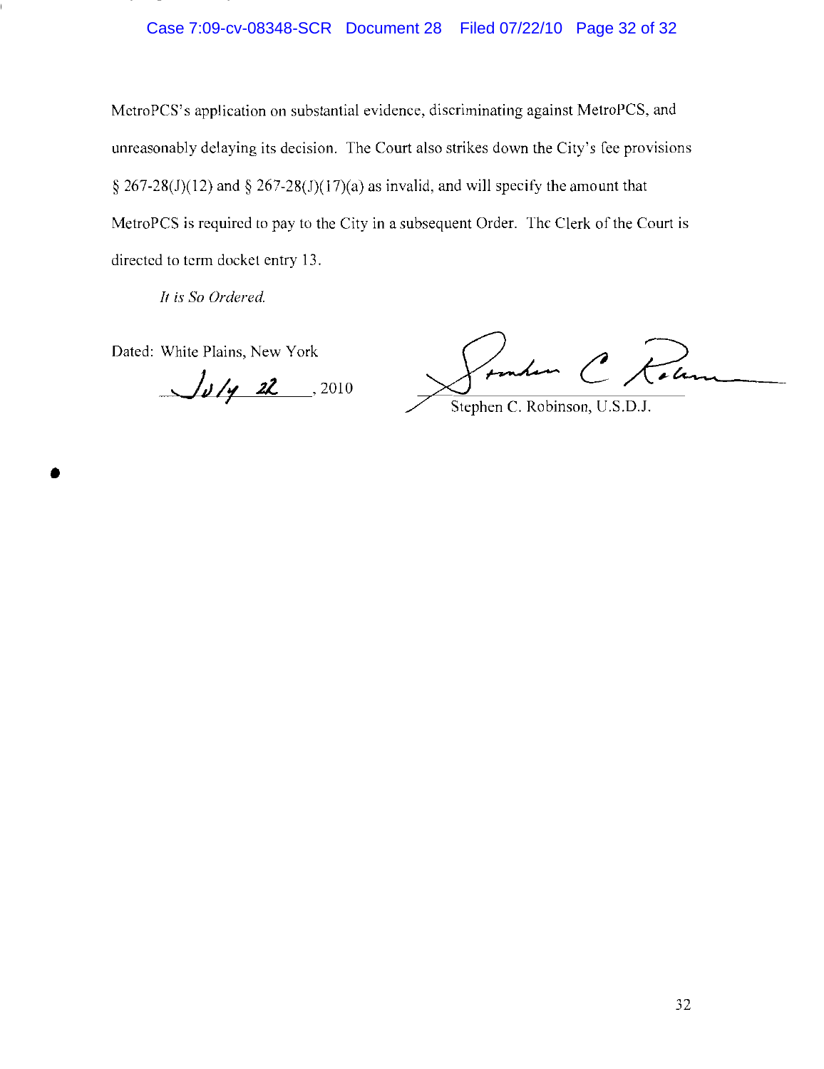MetroPCS's application on substantial evidence, discriminating against MetroPCS, and unreasonably delaying its decision. The Court also strikes down the City's fee provisions § 267-28(J)(12) and § 267-28(J)(17)(a) as invalid, and will specify the amount that MetroPCS is required to pay to the City in a subsequent Order. The Clerk of the Court is directed to term docket entry 13.

*It is So Ordered.*

Dated: White Plains, New York

July 22, 2010

Stephen C. Robinson, U.S.D.J.